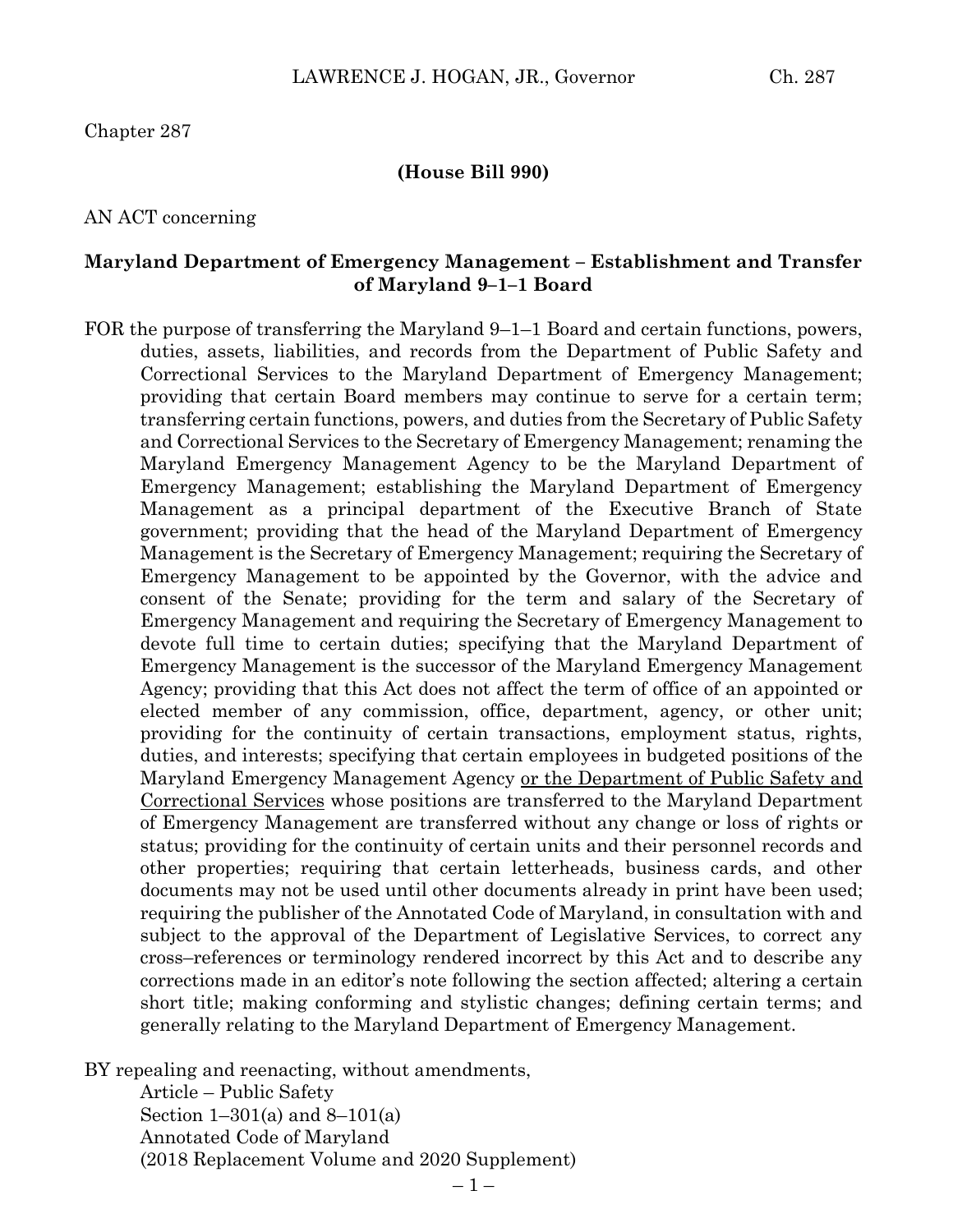Chapter 287

**(House Bill 990)**

AN ACT concerning

**Maryland Department of Emergency Management – Establishment and Transfer of Maryland 9–1–1 Board**

FOR the purpose of transferring the Maryland 9–1–1 Board and certain functions, powers, duties, assets, liabilities, and records from the Department of Public Safety and Correctional Services to the Maryland Department of Emergency Management; providing that certain Board members may continue to serve for a certain term; transferring certain functions, powers, and duties from the Secretary of Public Safety and Correctional Services to the Secretary of Emergency Management; renaming the Maryland Emergency Management Agency to be the Maryland Department of Emergency Management; establishing the Maryland Department of Emergency Management as a principal department of the Executive Branch of State government; providing that the head of the Maryland Department of Emergency Management is the Secretary of Emergency Management; requiring the Secretary of Emergency Management to be appointed by the Governor, with the advice and consent of the Senate; providing for the term and salary of the Secretary of Emergency Management and requiring the Secretary of Emergency Management to devote full time to certain duties; specifying that the Maryland Department of Emergency Management is the successor of the Maryland Emergency Management Agency; providing that this Act does not affect the term of office of an appointed or elected member of any commission, office, department, agency, or other unit; providing for the continuity of certain transactions, employment status, rights, duties, and interests; specifying that certain employees in budgeted positions of the Maryland Emergency Management Agency <u>or the Department of Public Safety and Correctional Services</u> whose positions are transferred to the Maryland Department of Emergency Management are transferred without any change or loss of rights or status; providing for the continuity of certain units and their personnel records and other properties; requiring that certain letterheads, business cards, and other documents may not be used until other documents already in print have been used; requiring the publisher of the Annotated Code of Maryland, in consultation with and subject to the approval of the Department of Legislative Services, to correct any cross–references or terminology rendered incorrect by this Act and to describe any corrections made in an editor's note following the section affected; altering a certain short title; making conforming and stylistic changes; defining certain terms; and generally relating to the Maryland Department of Emergency Management.

BY repealing and reenacting, without amendments,
Article – Public Safety
Section 1–301(a) and 8–101(a)
Annotated Code of Maryland
(2018 Replacement Volume and 2020 Supplement)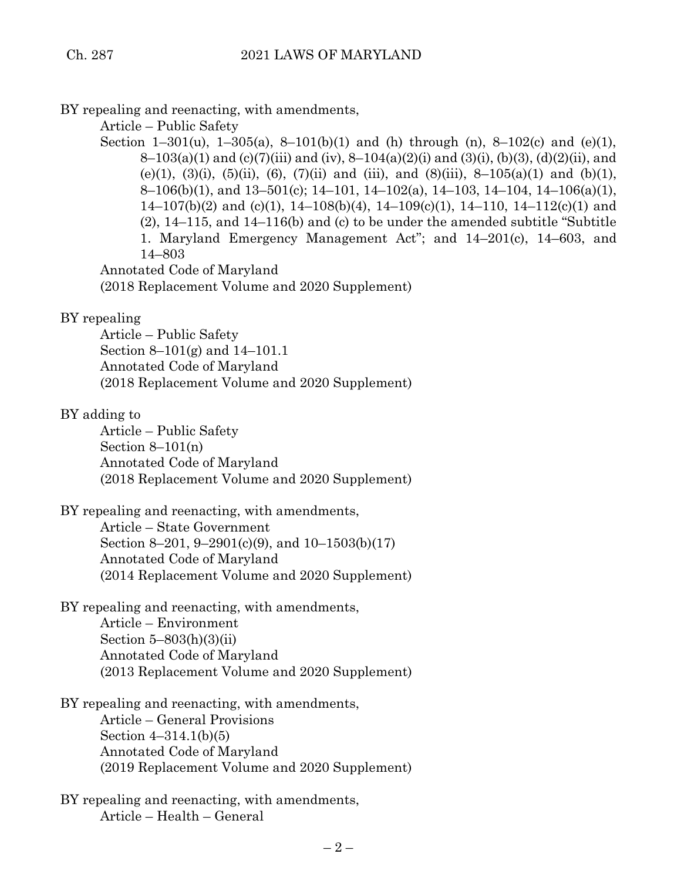BY repealing and reenacting, with amendments,

Article – Public Safety

Section 1–301(u), 1–305(a), 8–101(b)(1) and (h) through (n), 8–102(c) and (e)(1), 8–103(a)(1) and (c)(7)(iii) and (iv), 8–104(a)(2)(i) and (3)(i), (b)(3), (d)(2)(ii), and (e)(1), (3)(i), (5)(ii), (6), (7)(ii) and (iii), and (8)(iii), 8–105(a)(1) and (b)(1), 8–106(b)(1), and 13–501(c); 14–101, 14–102(a), 14–103, 14–104, 14–106(a)(1), 14–107(b)(2) and (c)(1), 14–108(b)(4), 14–109(c)(1), 14–110, 14–112(c)(1) and (2), 14–115, and 14–116(b) and (c) to be under the amended subtitle "Subtitle 1. Maryland Emergency Management Act"; and 14–201(c), 14–603, and 14–803

Annotated Code of Maryland

(2018 Replacement Volume and 2020 Supplement)

BY repealing

Article – Public Safety

Section 8–101(g) and 14–101.1

Annotated Code of Maryland

(2018 Replacement Volume and 2020 Supplement)

BY adding to

Article – Public Safety

Section 8–101(n)

Annotated Code of Maryland

(2018 Replacement Volume and 2020 Supplement)

BY repealing and reenacting, with amendments,

Article – State Government

Section 8–201, 9–2901(c)(9), and 10–1503(b)(17)

Annotated Code of Maryland

(2014 Replacement Volume and 2020 Supplement)

BY repealing and reenacting, with amendments,

Article – Environment

Section 5–803(h)(3)(ii)

Annotated Code of Maryland

(2013 Replacement Volume and 2020 Supplement)

BY repealing and reenacting, with amendments,

Article – General Provisions

Section 4–314.1(b)(5)

Annotated Code of Maryland

(2019 Replacement Volume and 2020 Supplement)

BY repealing and reenacting, with amendments,

Article – Health – General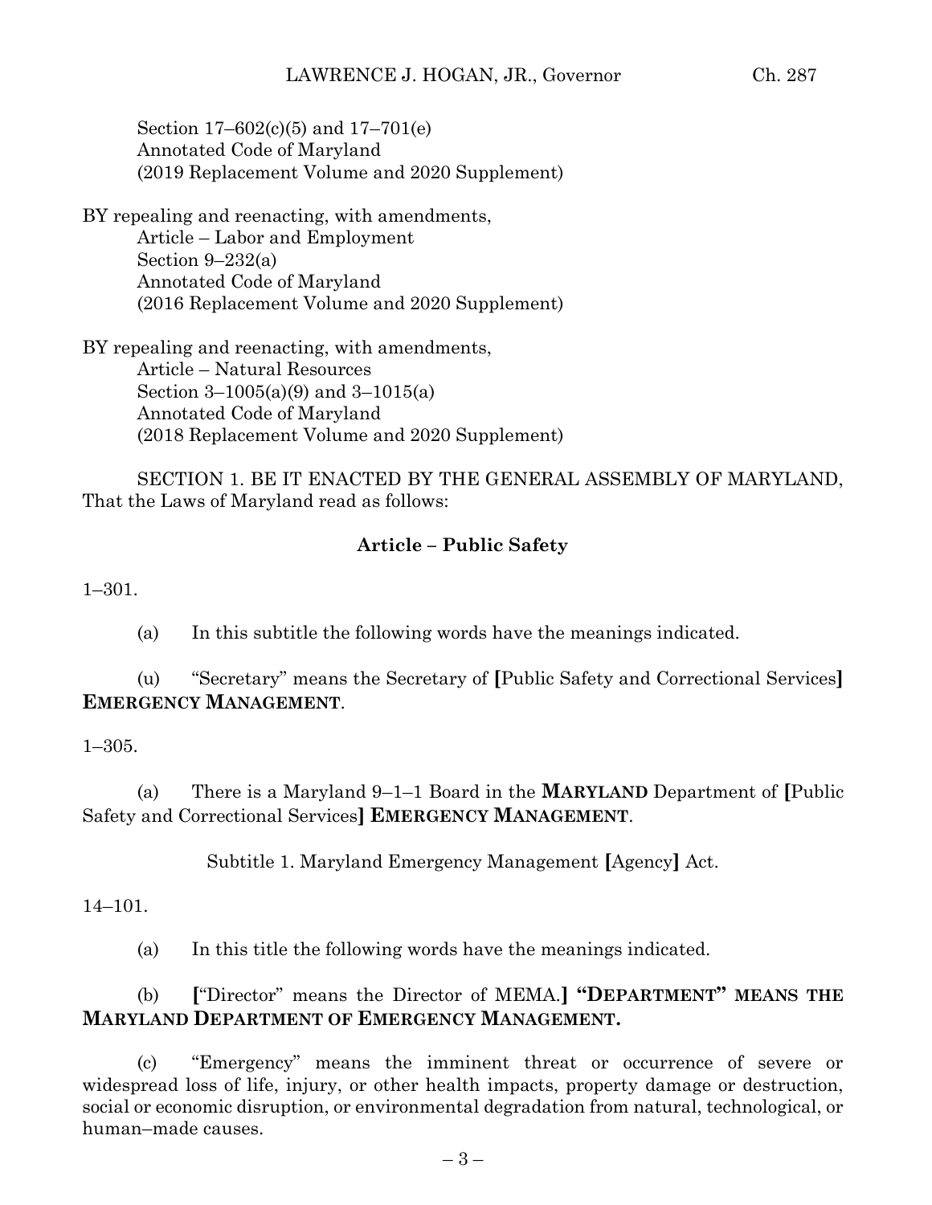Section 17–602(c)(5) and 17–701(e)
Annotated Code of Maryland
(2019 Replacement Volume and 2020 Supplement)

BY repealing and reenacting, with amendments,
Article – Labor and Employment
Section 9–232(a)
Annotated Code of Maryland
(2016 Replacement Volume and 2020 Supplement)

BY repealing and reenacting, with amendments,
Article – Natural Resources
Section 3–1005(a)(9) and 3–1015(a)
Annotated Code of Maryland
(2018 Replacement Volume and 2020 Supplement)

SECTION 1. BE IT ENACTED BY THE GENERAL ASSEMBLY OF MARYLAND, That the Laws of Maryland read as follows:

**Article – Public Safety**

1–301.

(a) In this subtitle the following words have the meanings indicated.

(u) "Secretary" means the Secretary of **[**Public Safety and Correctional Services**]** **EMERGENCY MANAGEMENT**.

1–305.

(a) There is a Maryland 9–1–1 Board in the **MARYLAND** Department of **[**Public Safety and Correctional Services**]** **EMERGENCY MANAGEMENT**.

Subtitle 1. Maryland Emergency Management **[**Agency**]** Act.

14–101.

(a) In this title the following words have the meanings indicated.

(b) **[**"Director" means the Director of MEMA.**]** **"DEPARTMENT" MEANS THE MARYLAND DEPARTMENT OF EMERGENCY MANAGEMENT.**

(c) "Emergency" means the imminent threat or occurrence of severe or widespread loss of life, injury, or other health impacts, property damage or destruction, social or economic disruption, or environmental degradation from natural, technological, or human–made causes.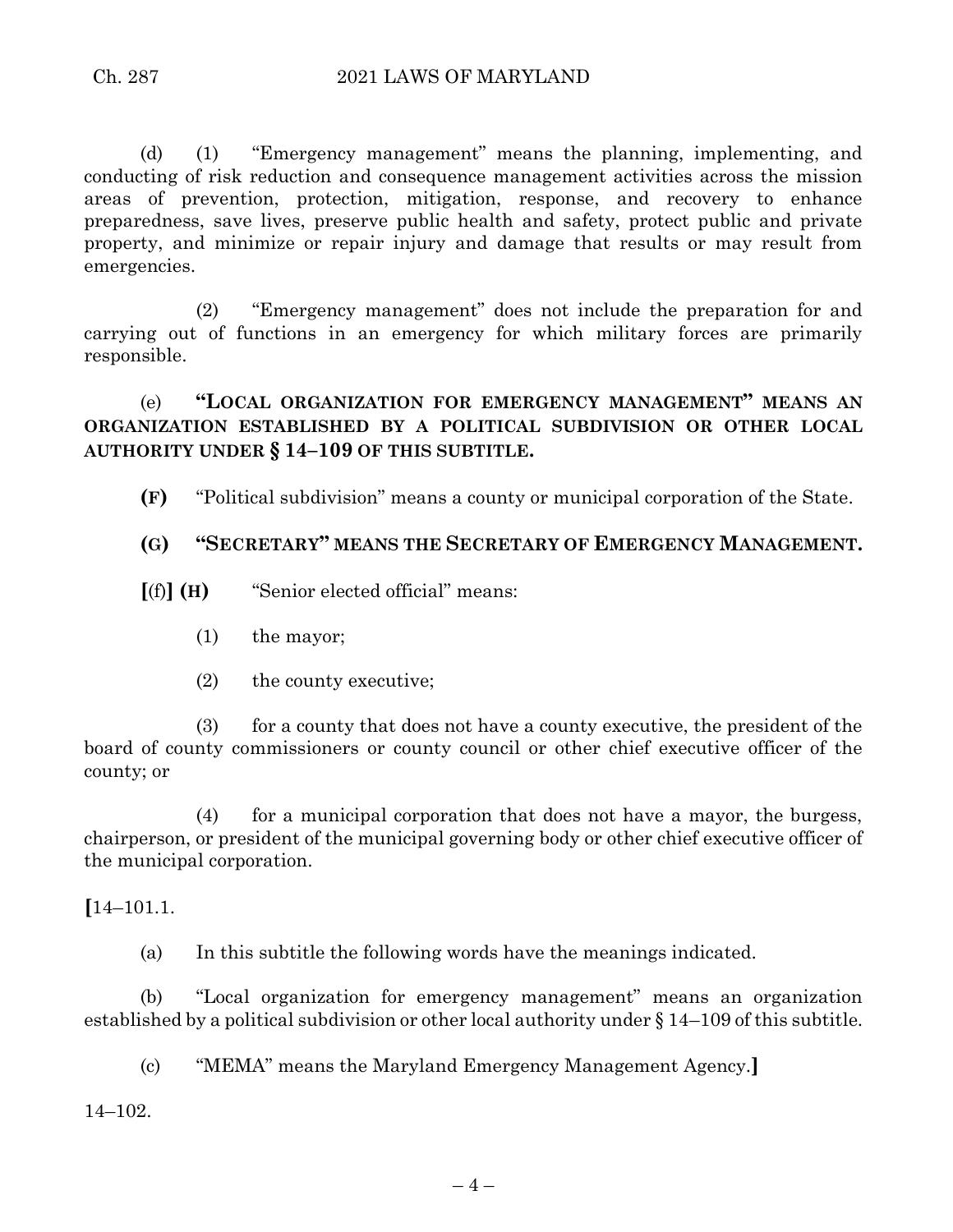(d) (1) "Emergency management" means the planning, implementing, and conducting of risk reduction and consequence management activities across the mission areas of prevention, protection, mitigation, response, and recovery to enhance preparedness, save lives, preserve public health and safety, protect public and private property, and minimize or repair injury and damage that results or may result from emergencies.

(2) "Emergency management" does not include the preparation for and carrying out of functions in an emergency for which military forces are primarily responsible.

(e) **"LOCAL ORGANIZATION FOR EMERGENCY MANAGEMENT" MEANS AN ORGANIZATION ESTABLISHED BY A POLITICAL SUBDIVISION OR OTHER LOCAL AUTHORITY UNDER § 14–109 OF THIS SUBTITLE.**

**(F)** "Political subdivision" means a county or municipal corporation of the State.

**(G) "SECRETARY" MEANS THE SECRETARY OF EMERGENCY MANAGEMENT.**

**[**(f)**] (H)** "Senior elected official" means:

(1) the mayor;

(2) the county executive;

(3) for a county that does not have a county executive, the president of the board of county commissioners or county council or other chief executive officer of the county; or

(4) for a municipal corporation that does not have a mayor, the burgess, chairperson, or president of the municipal governing body or other chief executive officer of the municipal corporation.

**[**14–101.1.

(a) In this subtitle the following words have the meanings indicated.

(b) "Local organization for emergency management" means an organization established by a political subdivision or other local authority under § 14–109 of this subtitle.

(c) "MEMA" means the Maryland Emergency Management Agency.**]**

14–102.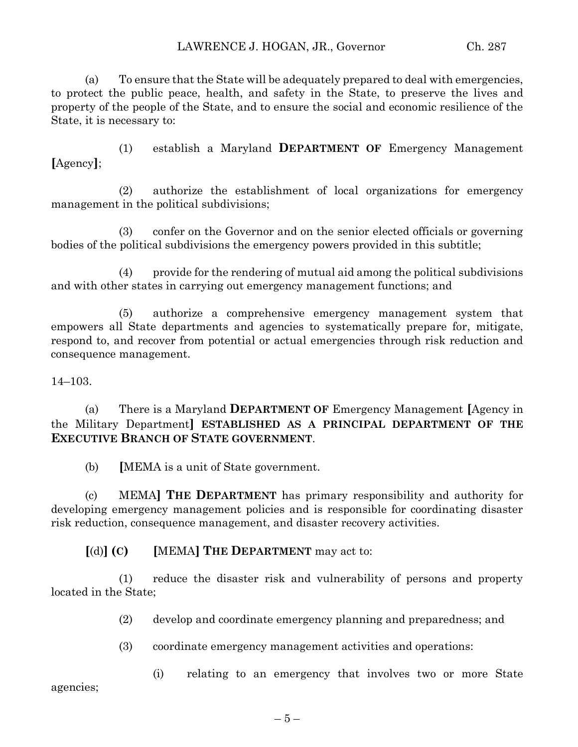(a) To ensure that the State will be adequately prepared to deal with emergencies, to protect the public peace, health, and safety in the State, to preserve the lives and property of the people of the State, and to ensure the social and economic resilience of the State, it is necessary to:

(1) establish a Maryland **DEPARTMENT OF** Emergency Management **[**Agency**]**;

(2) authorize the establishment of local organizations for emergency management in the political subdivisions;

(3) confer on the Governor and on the senior elected officials or governing bodies of the political subdivisions the emergency powers provided in this subtitle;

(4) provide for the rendering of mutual aid among the political subdivisions and with other states in carrying out emergency management functions; and

(5) authorize a comprehensive emergency management system that empowers all State departments and agencies to systematically prepare for, mitigate, respond to, and recover from potential or actual emergencies through risk reduction and consequence management.

14–103.

(a) There is a Maryland **DEPARTMENT OF** Emergency Management **[**Agency in the Military Department**]** **ESTABLISHED AS A PRINCIPAL DEPARTMENT OF THE EXECUTIVE BRANCH OF STATE GOVERNMENT**.

(b) **[**MEMA is a unit of State government.

(c) MEMA**]** **THE DEPARTMENT** has primary responsibility and authority for developing emergency management policies and is responsible for coordinating disaster risk reduction, consequence management, and disaster recovery activities.

**[**(d)**]** **(C)** **[**MEMA**]** **THE DEPARTMENT** may act to:

(1) reduce the disaster risk and vulnerability of persons and property located in the State;

(2) develop and coordinate emergency planning and preparedness; and

(3) coordinate emergency management activities and operations:

(i) relating to an emergency that involves two or more State agencies;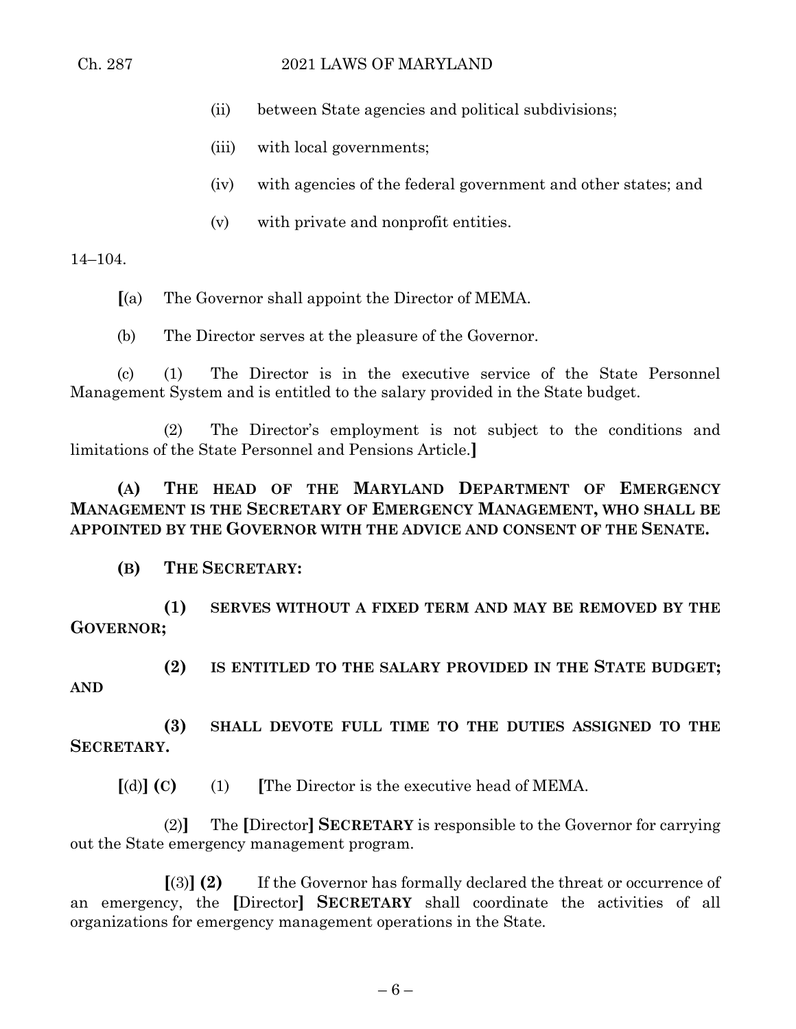(ii) between State agencies and political subdivisions;

(iii) with local governments;

(iv) with agencies of the federal government and other states; and

(v) with private and nonprofit entities.

14–104.

[(a) The Governor shall appoint the Director of MEMA.

(b) The Director serves at the pleasure of the Governor.

(c) (1) The Director is in the executive service of the State Personnel Management System and is entitled to the salary provided in the State budget.

(2) The Director's employment is not subject to the conditions and limitations of the State Personnel and Pensions Article.]

**(A) THE HEAD OF THE MARYLAND DEPARTMENT OF EMERGENCY MANAGEMENT IS THE SECRETARY OF EMERGENCY MANAGEMENT, WHO SHALL BE APPOINTED BY THE GOVERNOR WITH THE ADVICE AND CONSENT OF THE SENATE.**

**(B) THE SECRETARY:**

**(1) SERVES WITHOUT A FIXED TERM AND MAY BE REMOVED BY THE GOVERNOR;**

**(2) IS ENTITLED TO THE SALARY PROVIDED IN THE STATE BUDGET; AND**

**(3) SHALL DEVOTE FULL TIME TO THE DUTIES ASSIGNED TO THE SECRETARY.**

**[**(d)**] (C)** (1) **[**The Director is the executive head of MEMA.

(2)**]** The **[**Director**] SECRETARY** is responsible to the Governor for carrying out the State emergency management program.

**[**(3)**] (2)** If the Governor has formally declared the threat or occurrence of an emergency, the **[**Director**] SECRETARY** shall coordinate the activities of all organizations for emergency management operations in the State.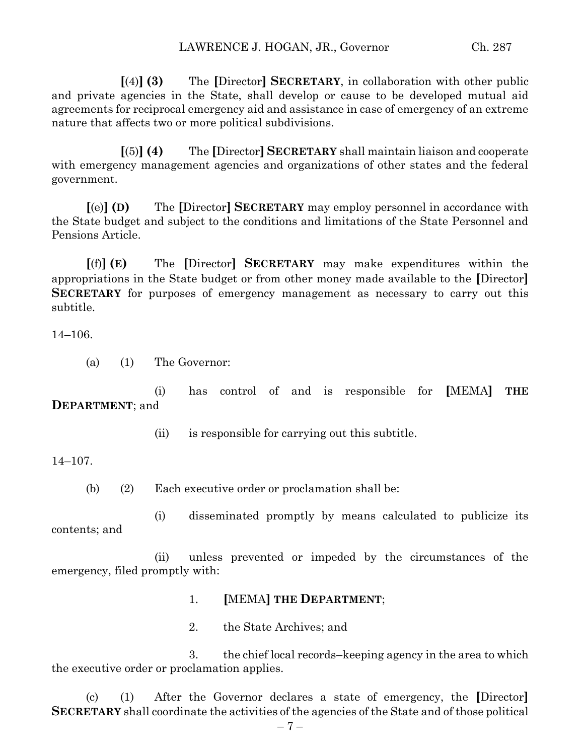**[**(4)**] (3)** The **[**Director**] SECRETARY**, in collaboration with other public and private agencies in the State, shall develop or cause to be developed mutual aid agreements for reciprocal emergency aid and assistance in case of emergency of an extreme nature that affects two or more political subdivisions.

**[**(5)**] (4)** The **[**Director**] SECRETARY** shall maintain liaison and cooperate with emergency management agencies and organizations of other states and the federal government.

**[**(e)**] (D)** The **[**Director**] SECRETARY** may employ personnel in accordance with the State budget and subject to the conditions and limitations of the State Personnel and Pensions Article.

**[**(f)**] (E)** The **[**Director**] SECRETARY** may make expenditures within the appropriations in the State budget or from other money made available to the **[**Director**] SECRETARY** for purposes of emergency management as necessary to carry out this subtitle.

14–106.

(a) (1) The Governor:

(i) has control of and is responsible for **[**MEMA**] THE DEPARTMENT**; and

(ii) is responsible for carrying out this subtitle.

14–107.

(b) (2) Each executive order or proclamation shall be:

(i) disseminated promptly by means calculated to publicize its contents; and

(ii) unless prevented or impeded by the circumstances of the emergency, filed promptly with:

1. **[**MEMA**] THE DEPARTMENT**;

2. the State Archives; and

3. the chief local records–keeping agency in the area to which the executive order or proclamation applies.

(c) (1) After the Governor declares a state of emergency, the **[**Director**] SECRETARY** shall coordinate the activities of the agencies of the State and of those political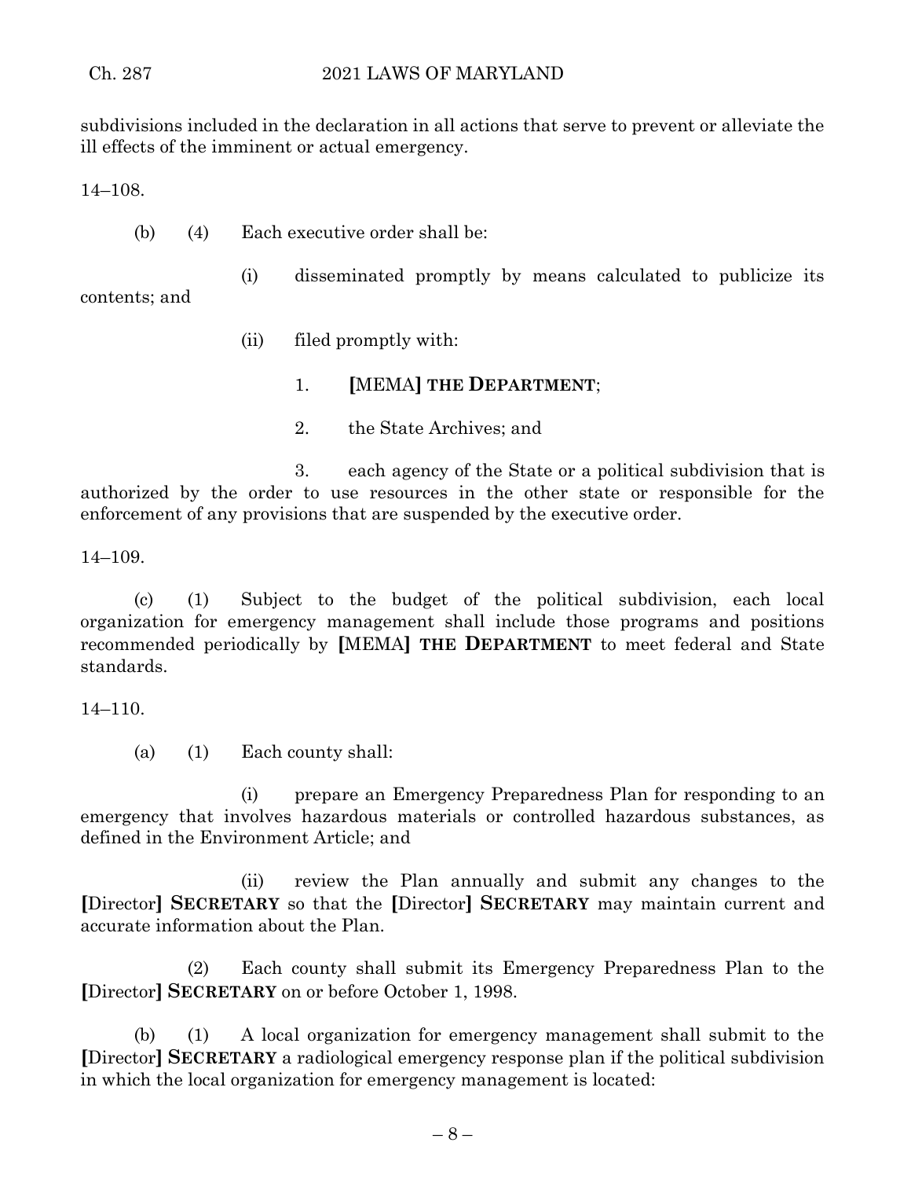subdivisions included in the declaration in all actions that serve to prevent or alleviate the ill effects of the imminent or actual emergency.

14–108.

(b) (4) Each executive order shall be:

(i) disseminated promptly by means calculated to publicize its contents; and

(ii) filed promptly with:

1. [MEMA] **THE DEPARTMENT**;

2. the State Archives; and

3. each agency of the State or a political subdivision that is authorized by the order to use resources in the other state or responsible for the enforcement of any provisions that are suspended by the executive order.

14–109.

(c) (1) Subject to the budget of the political subdivision, each local organization for emergency management shall include those programs and positions recommended periodically by [MEMA] **THE DEPARTMENT** to meet federal and State standards.

14–110.

(a) (1) Each county shall:

(i) prepare an Emergency Preparedness Plan for responding to an emergency that involves hazardous materials or controlled hazardous substances, as defined in the Environment Article; and

(ii) review the Plan annually and submit any changes to the [Director] **SECRETARY** so that the [Director] **SECRETARY** may maintain current and accurate information about the Plan.

(2) Each county shall submit its Emergency Preparedness Plan to the [Director] **SECRETARY** on or before October 1, 1998.

(b) (1) A local organization for emergency management shall submit to the [Director] **SECRETARY** a radiological emergency response plan if the political subdivision in which the local organization for emergency management is located: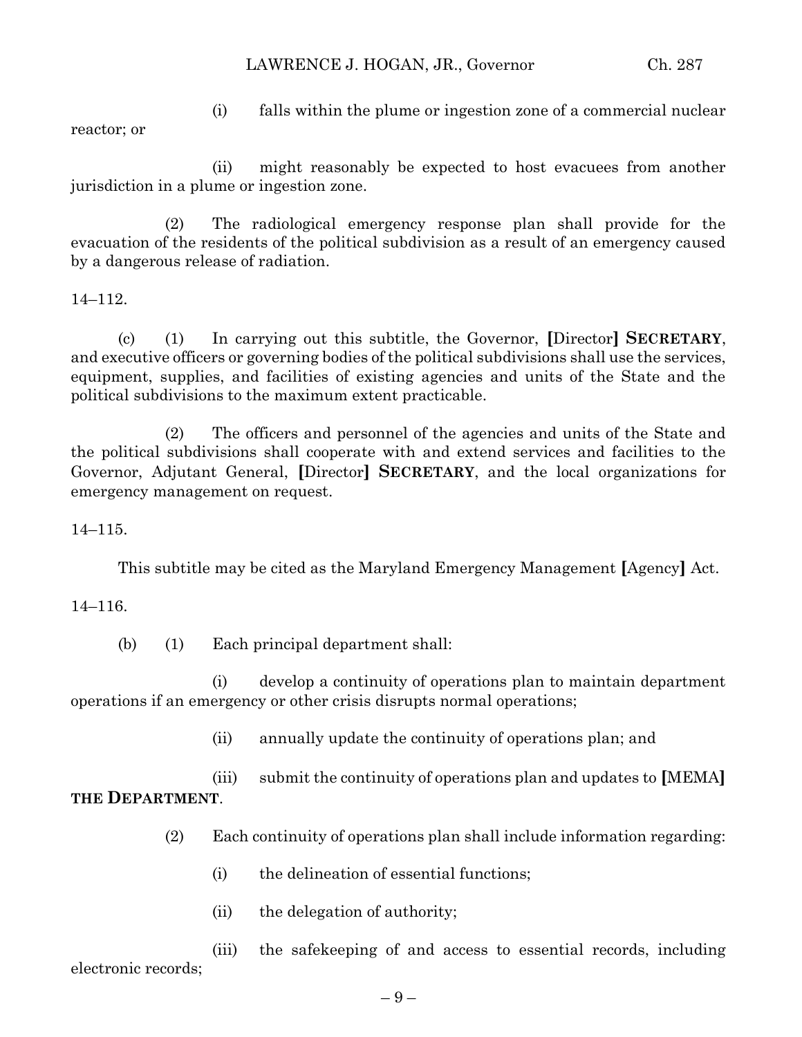(i) falls within the plume or ingestion zone of a commercial nuclear reactor; or

(ii) might reasonably be expected to host evacuees from another jurisdiction in a plume or ingestion zone.

(2) The radiological emergency response plan shall provide for the evacuation of the residents of the political subdivision as a result of an emergency caused by a dangerous release of radiation.

14–112.

(c) (1) In carrying out this subtitle, the Governor, **[**Director**]** **SECRETARY**, and executive officers or governing bodies of the political subdivisions shall use the services, equipment, supplies, and facilities of existing agencies and units of the State and the political subdivisions to the maximum extent practicable.

(2) The officers and personnel of the agencies and units of the State and the political subdivisions shall cooperate with and extend services and facilities to the Governor, Adjutant General, **[**Director**]** **SECRETARY**, and the local organizations for emergency management on request.

14–115.

This subtitle may be cited as the Maryland Emergency Management **[**Agency**]** Act.

14–116.

(b) (1) Each principal department shall:

(i) develop a continuity of operations plan to maintain department operations if an emergency or other crisis disrupts normal operations;

(ii) annually update the continuity of operations plan; and

(iii) submit the continuity of operations plan and updates to **[**MEMA**]** **THE DEPARTMENT**.

(2) Each continuity of operations plan shall include information regarding:

(i) the delineation of essential functions;

(ii) the delegation of authority;

(iii) the safekeeping of and access to essential records, including electronic records;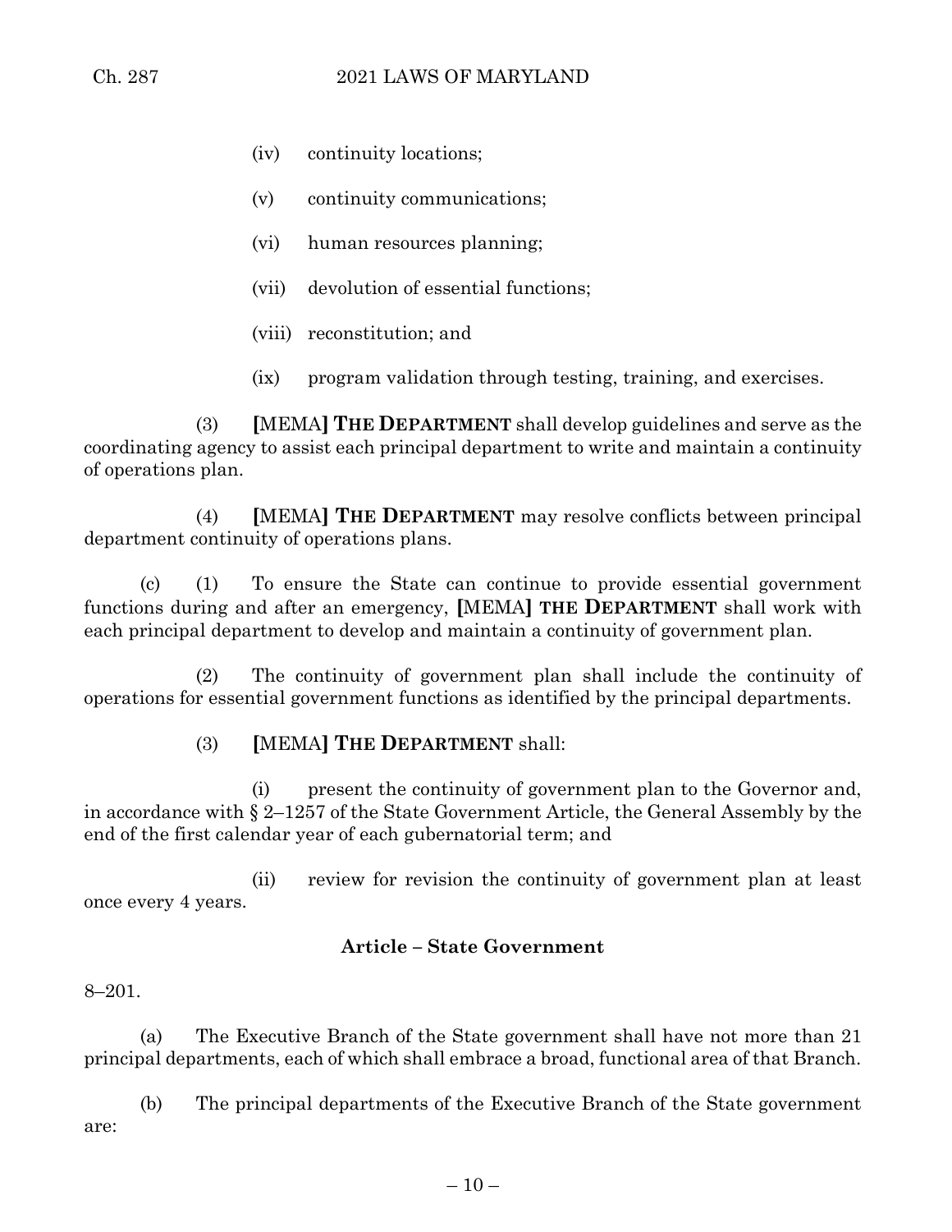(iv) continuity locations;

(v) continuity communications;

(vi) human resources planning;

(vii) devolution of essential functions;

(viii) reconstitution; and

(ix) program validation through testing, training, and exercises.

(3) **[**MEMA**] THE DEPARTMENT** shall develop guidelines and serve as the coordinating agency to assist each principal department to write and maintain a continuity of operations plan.

(4) **[**MEMA**] THE DEPARTMENT** may resolve conflicts between principal department continuity of operations plans.

(c) (1) To ensure the State can continue to provide essential government functions during and after an emergency, **[**MEMA**] THE DEPARTMENT** shall work with each principal department to develop and maintain a continuity of government plan.

(2) The continuity of government plan shall include the continuity of operations for essential government functions as identified by the principal departments.

(3) **[**MEMA**] THE DEPARTMENT** shall:

(i) present the continuity of government plan to the Governor and, in accordance with § 2–1257 of the State Government Article, the General Assembly by the end of the first calendar year of each gubernatorial term; and

(ii) review for revision the continuity of government plan at least once every 4 years.

**Article – State Government**

8–201.

(a) The Executive Branch of the State government shall have not more than 21 principal departments, each of which shall embrace a broad, functional area of that Branch.

(b) The principal departments of the Executive Branch of the State government are: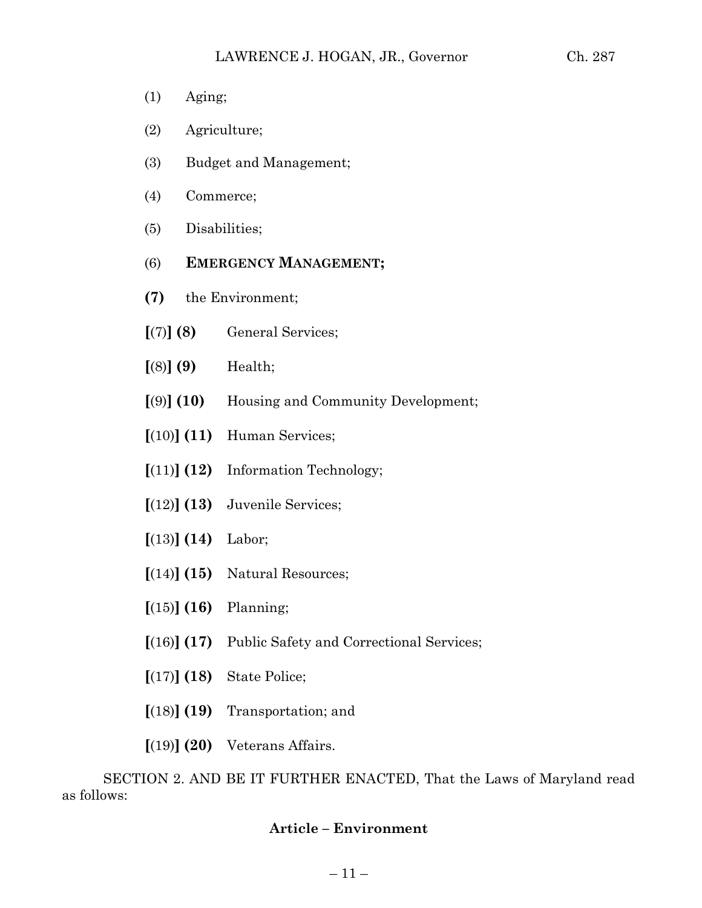(1) Aging;

(2) Agriculture;

(3) Budget and Management;

(4) Commerce;

(5) Disabilities;

(6) **EMERGENCY MANAGEMENT;**

**(7)** the Environment;

**[**(7)**] (8)** General Services;

**[**(8)**] (9)** Health;

**[**(9)**] (10)** Housing and Community Development;

**[**(10)**] (11)** Human Services;

**[**(11)**] (12)** Information Technology;

**[**(12)**] (13)** Juvenile Services;

**[**(13)**] (14)** Labor;

**[**(14)**] (15)** Natural Resources;

**[**(15)**] (16)** Planning;

**[**(16)**] (17)** Public Safety and Correctional Services;

**[**(17)**] (18)** State Police;

**[**(18)**] (19)** Transportation; and

**[**(19)**] (20)** Veterans Affairs.

SECTION 2. AND BE IT FURTHER ENACTED, That the Laws of Maryland read as follows:

**Article – Environment**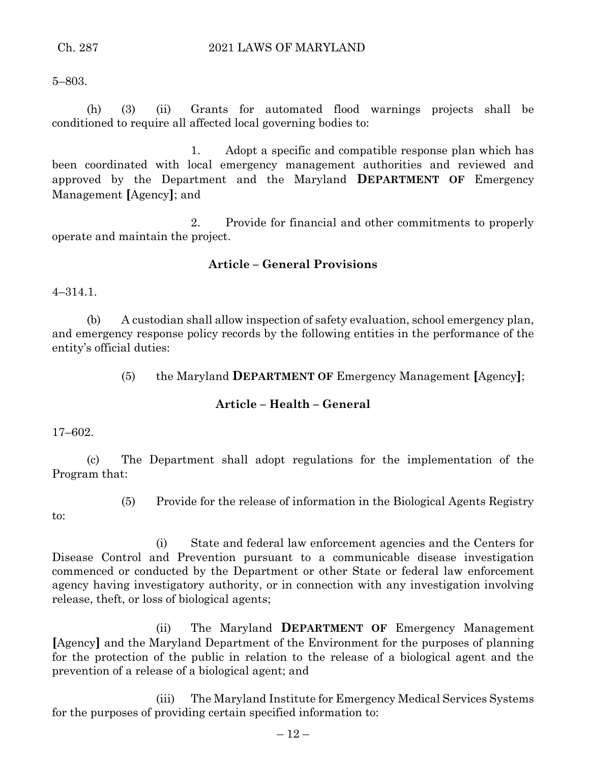5–803.

(h) (3) (ii) Grants for automated flood warnings projects shall be conditioned to require all affected local governing bodies to:

1. Adopt a specific and compatible response plan which has been coordinated with local emergency management authorities and reviewed and approved by the Department and the Maryland **DEPARTMENT OF** Emergency Management **[**Agency**]**; and

2. Provide for financial and other commitments to properly operate and maintain the project.

**Article – General Provisions**

4–314.1.

(b) A custodian shall allow inspection of safety evaluation, school emergency plan, and emergency response policy records by the following entities in the performance of the entity's official duties:

(5) the Maryland **DEPARTMENT OF** Emergency Management **[**Agency**]**;

**Article – Health – General**

17–602.

(c) The Department shall adopt regulations for the implementation of the Program that:

(5) Provide for the release of information in the Biological Agents Registry to:

(i) State and federal law enforcement agencies and the Centers for Disease Control and Prevention pursuant to a communicable disease investigation commenced or conducted by the Department or other State or federal law enforcement agency having investigatory authority, or in connection with any investigation involving release, theft, or loss of biological agents;

(ii) The Maryland **DEPARTMENT OF** Emergency Management **[**Agency**]** and the Maryland Department of the Environment for the purposes of planning for the protection of the public in relation to the release of a biological agent and the prevention of a release of a biological agent; and

(iii) The Maryland Institute for Emergency Medical Services Systems for the purposes of providing certain specified information to: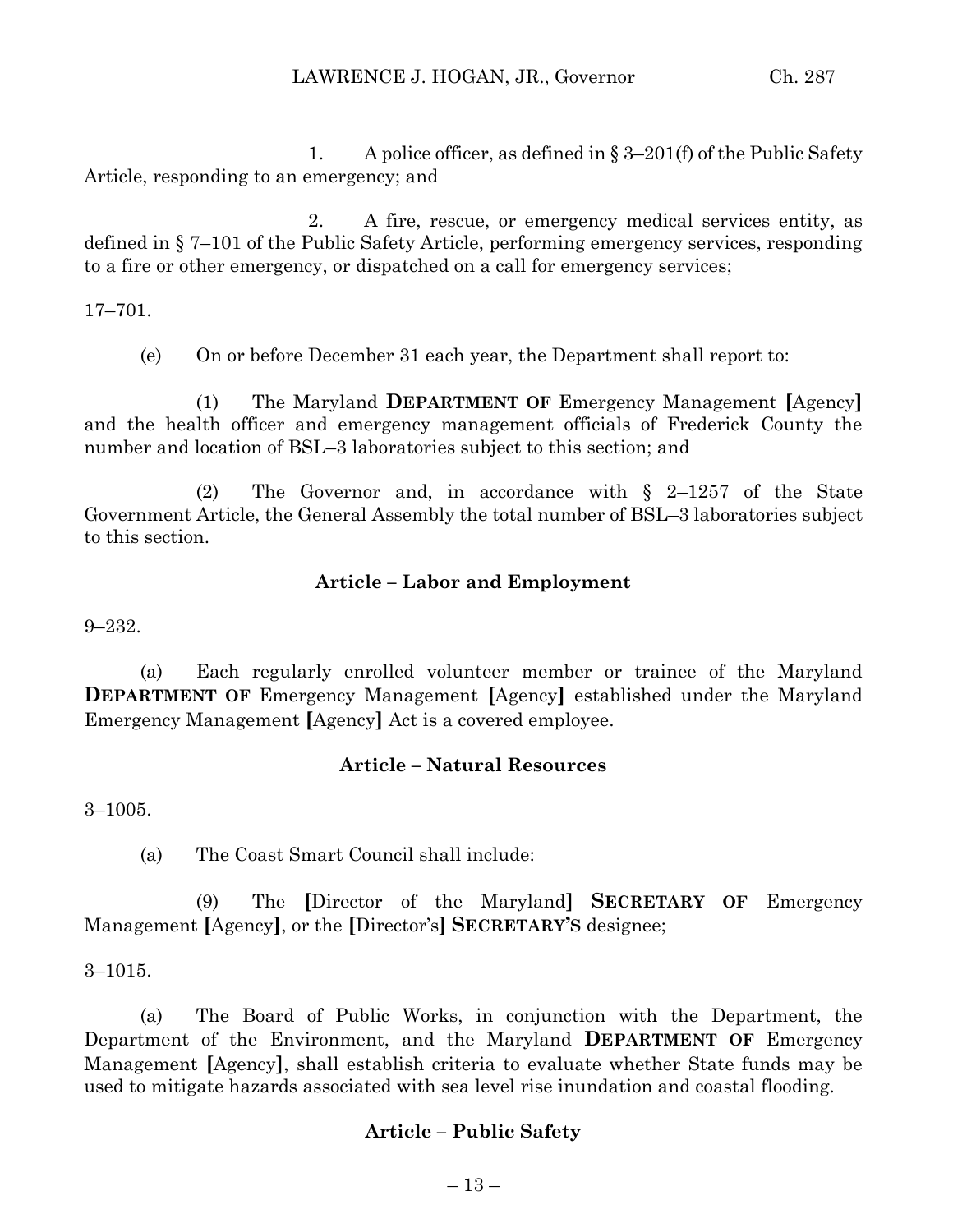1. A police officer, as defined in § 3–201(f) of the Public Safety Article, responding to an emergency; and

2. A fire, rescue, or emergency medical services entity, as defined in § 7–101 of the Public Safety Article, performing emergency services, responding to a fire or other emergency, or dispatched on a call for emergency services;

17–701.

(e) On or before December 31 each year, the Department shall report to:

(1) The Maryland **DEPARTMENT OF** Emergency Management **[**Agency**]** and the health officer and emergency management officials of Frederick County the number and location of BSL–3 laboratories subject to this section; and

(2) The Governor and, in accordance with § 2–1257 of the State Government Article, the General Assembly the total number of BSL–3 laboratories subject to this section.

**Article – Labor and Employment**

9–232.

(a) Each regularly enrolled volunteer member or trainee of the Maryland **DEPARTMENT OF** Emergency Management **[**Agency**]** established under the Maryland Emergency Management **[**Agency**]** Act is a covered employee.

**Article – Natural Resources**

3–1005.

(a) The Coast Smart Council shall include:

(9) The **[**Director of the Maryland**]** **SECRETARY OF** Emergency Management **[**Agency**]**, or the **[**Director's**]** **SECRETARY'S** designee;

3–1015.

(a) The Board of Public Works, in conjunction with the Department, the Department of the Environment, and the Maryland **DEPARTMENT OF** Emergency Management **[**Agency**]**, shall establish criteria to evaluate whether State funds may be used to mitigate hazards associated with sea level rise inundation and coastal flooding.

**Article – Public Safety**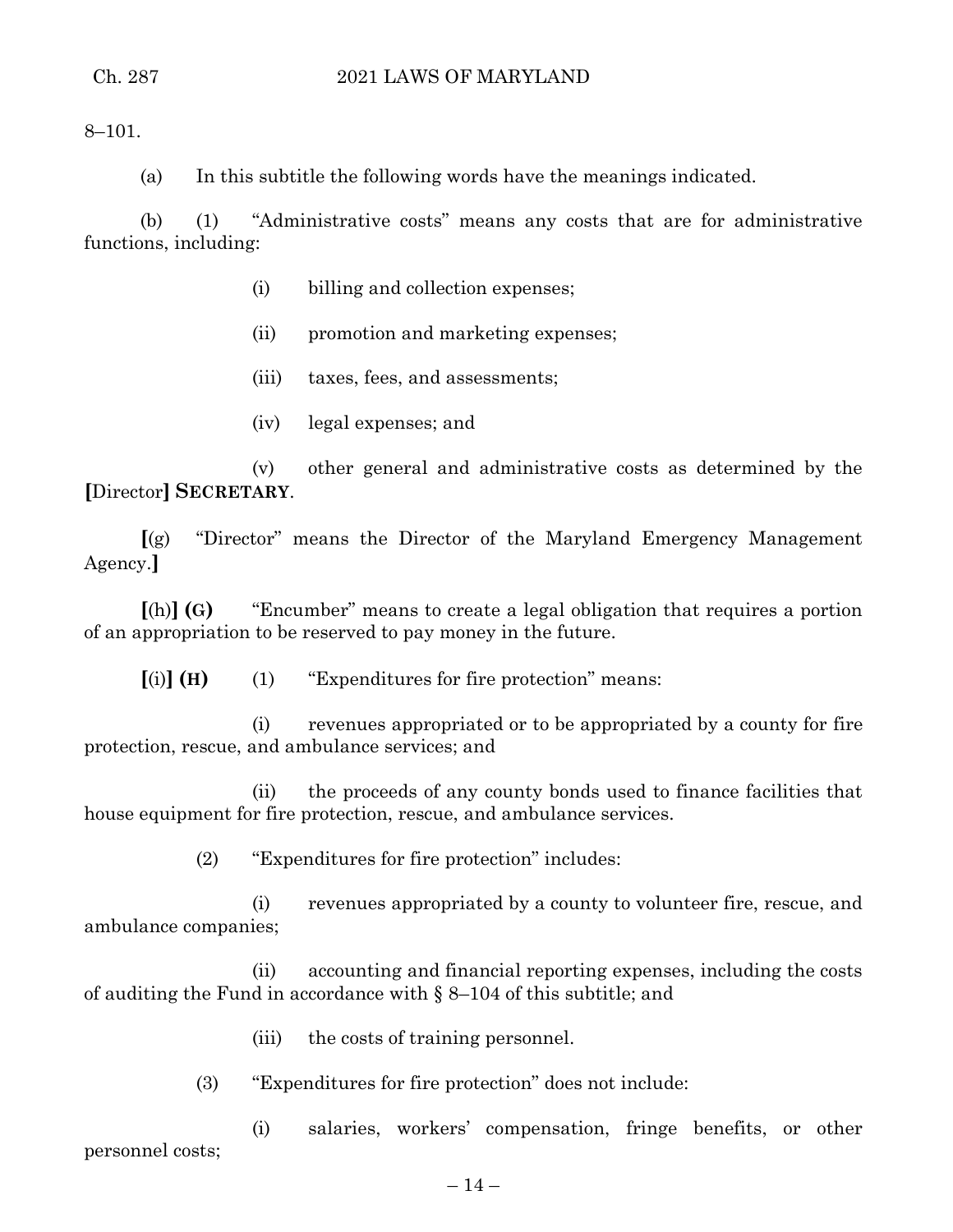8–101.

(a) In this subtitle the following words have the meanings indicated.

(b) (1) "Administrative costs" means any costs that are for administrative functions, including:

(i) billing and collection expenses;

(ii) promotion and marketing expenses;

(iii) taxes, fees, and assessments;

(iv) legal expenses; and

(v) other general and administrative costs as determined by the **[**Director**]** **SECRETARY**.

**[**(g) "Director" means the Director of the Maryland Emergency Management Agency.**]**

**[**(h)**]** **(G)** "Encumber" means to create a legal obligation that requires a portion of an appropriation to be reserved to pay money in the future.

**[**(i)**]** **(H)** (1) "Expenditures for fire protection" means:

(i) revenues appropriated or to be appropriated by a county for fire protection, rescue, and ambulance services; and

(ii) the proceeds of any county bonds used to finance facilities that house equipment for fire protection, rescue, and ambulance services.

(2) "Expenditures for fire protection" includes:

(i) revenues appropriated by a county to volunteer fire, rescue, and ambulance companies;

(ii) accounting and financial reporting expenses, including the costs of auditing the Fund in accordance with § 8–104 of this subtitle; and

(iii) the costs of training personnel.

(3) "Expenditures for fire protection" does not include:

(i) salaries, workers' compensation, fringe benefits, or other personnel costs;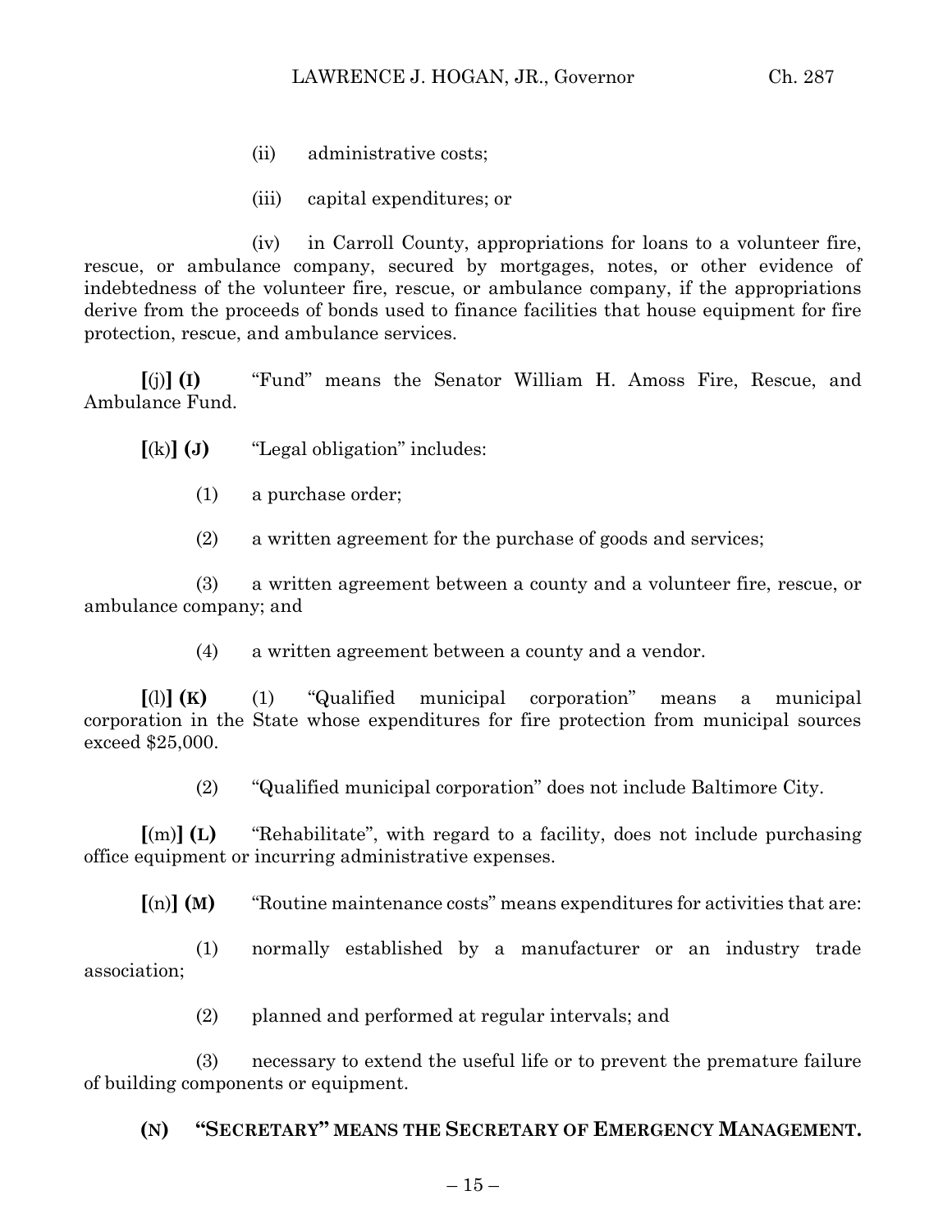(ii) administrative costs;

(iii) capital expenditures; or

(iv) in Carroll County, appropriations for loans to a volunteer fire, rescue, or ambulance company, secured by mortgages, notes, or other evidence of indebtedness of the volunteer fire, rescue, or ambulance company, if the appropriations derive from the proceeds of bonds used to finance facilities that house equipment for fire protection, rescue, and ambulance services.

**[**(j)**] (I)** "Fund" means the Senator William H. Amoss Fire, Rescue, and Ambulance Fund.

**[**(k)**] (J)** "Legal obligation" includes:

(1) a purchase order;

(2) a written agreement for the purchase of goods and services;

(3) a written agreement between a county and a volunteer fire, rescue, or ambulance company; and

(4) a written agreement between a county and a vendor.

**[**(l)**] (K)** (1) "Qualified municipal corporation" means a municipal corporation in the State whose expenditures for fire protection from municipal sources exceed $25,000.

(2) "Qualified municipal corporation" does not include Baltimore City.

**[**(m)**] (L)** "Rehabilitate", with regard to a facility, does not include purchasing office equipment or incurring administrative expenses.

**[**(n)**] (M)** "Routine maintenance costs" means expenditures for activities that are:

(1) normally established by a manufacturer or an industry trade association;

(2) planned and performed at regular intervals; and

(3) necessary to extend the useful life or to prevent the premature failure of building components or equipment.

**(N) "SECRETARY" MEANS THE SECRETARY OF EMERGENCY MANAGEMENT.**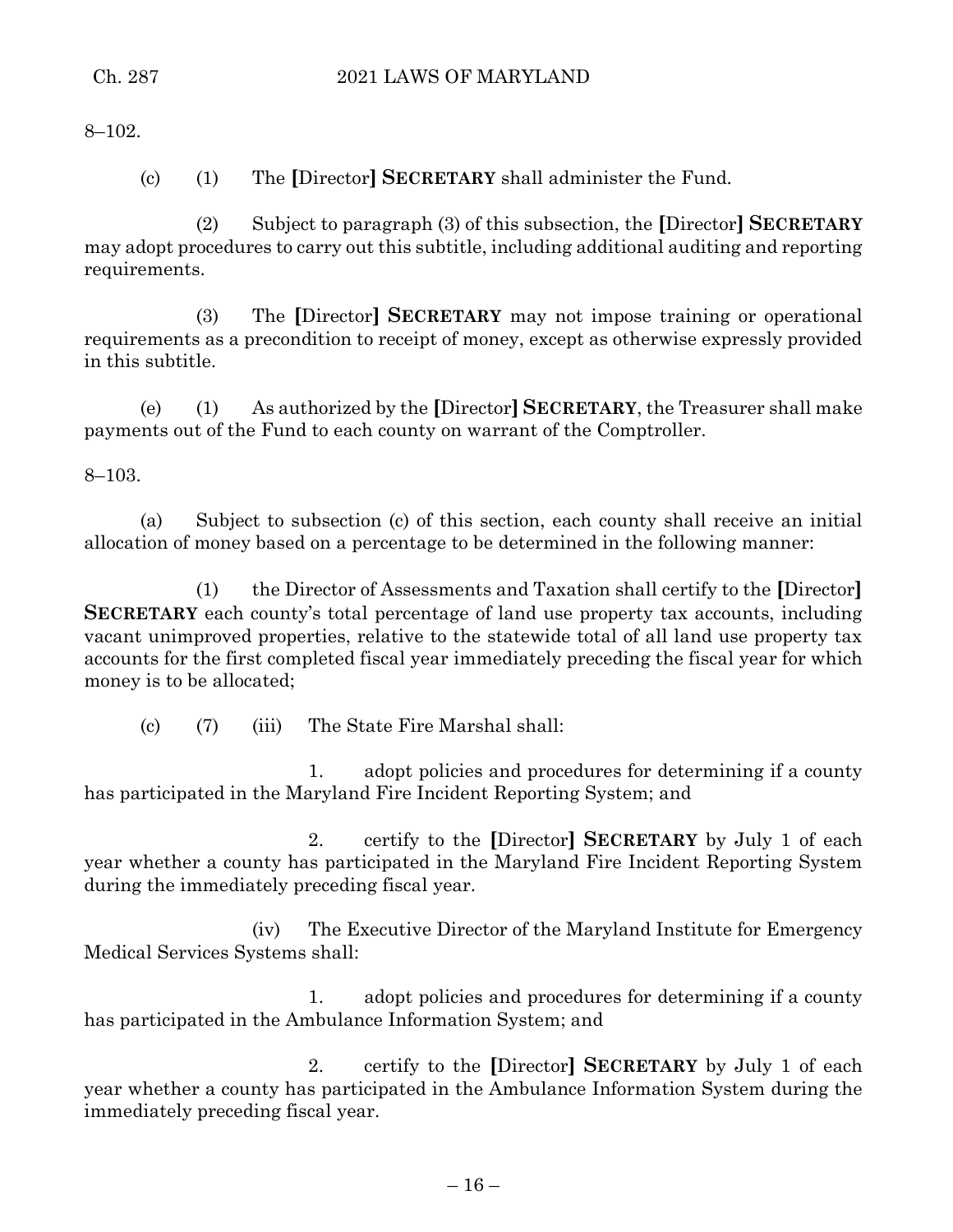8–102.

(c) (1) The **[**Director**]** **SECRETARY** shall administer the Fund.

(2) Subject to paragraph (3) of this subsection, the **[**Director**]** **SECRETARY** may adopt procedures to carry out this subtitle, including additional auditing and reporting requirements.

(3) The **[**Director**]** **SECRETARY** may not impose training or operational requirements as a precondition to receipt of money, except as otherwise expressly provided in this subtitle.

(e) (1) As authorized by the **[**Director**]** **SECRETARY**, the Treasurer shall make payments out of the Fund to each county on warrant of the Comptroller.

8–103.

(a) Subject to subsection (c) of this section, each county shall receive an initial allocation of money based on a percentage to be determined in the following manner:

(1) the Director of Assessments and Taxation shall certify to the **[**Director**]** **SECRETARY** each county's total percentage of land use property tax accounts, including vacant unimproved properties, relative to the statewide total of all land use property tax accounts for the first completed fiscal year immediately preceding the fiscal year for which money is to be allocated;

(c) (7) (iii) The State Fire Marshal shall:

1. adopt policies and procedures for determining if a county has participated in the Maryland Fire Incident Reporting System; and

2. certify to the **[**Director**]** **SECRETARY** by July 1 of each year whether a county has participated in the Maryland Fire Incident Reporting System during the immediately preceding fiscal year.

(iv) The Executive Director of the Maryland Institute for Emergency Medical Services Systems shall:

1. adopt policies and procedures for determining if a county has participated in the Ambulance Information System; and

2. certify to the **[**Director**]** **SECRETARY** by July 1 of each year whether a county has participated in the Ambulance Information System during the immediately preceding fiscal year.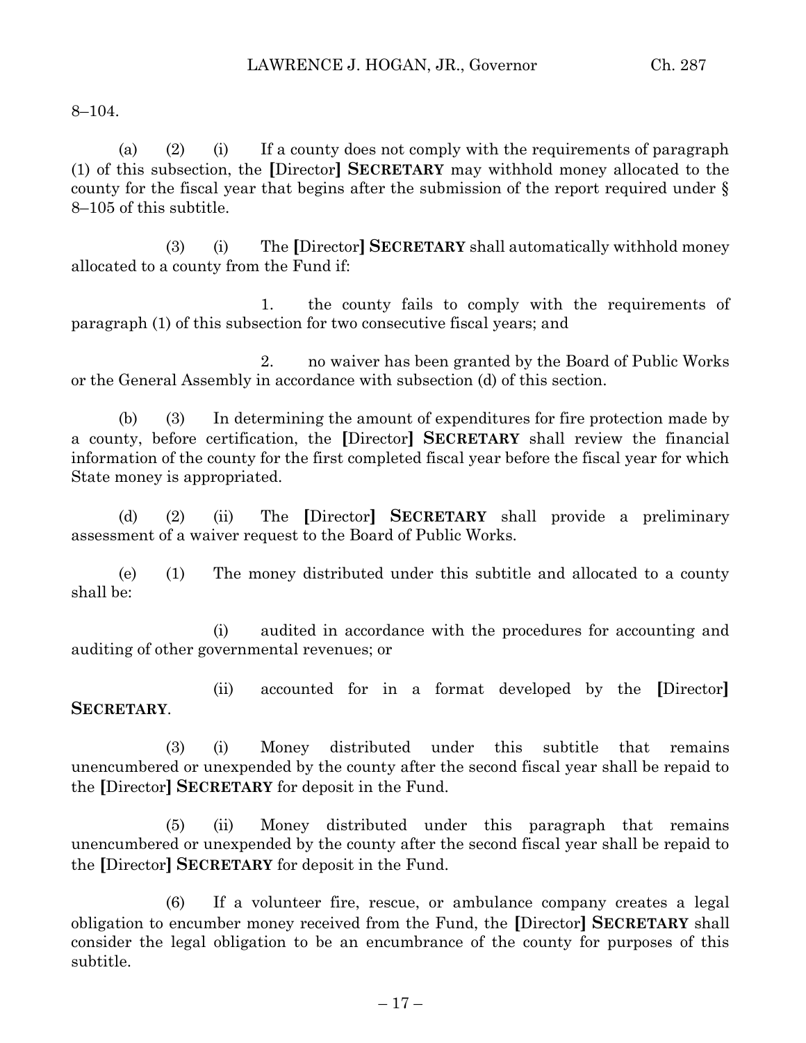8–104.

(a) (2) (i) If a county does not comply with the requirements of paragraph (1) of this subsection, the **[**Director**]** **SECRETARY** may withhold money allocated to the county for the fiscal year that begins after the submission of the report required under § 8–105 of this subtitle.

(3) (i) The **[**Director**]** **SECRETARY** shall automatically withhold money allocated to a county from the Fund if:

1. the county fails to comply with the requirements of paragraph (1) of this subsection for two consecutive fiscal years; and

2. no waiver has been granted by the Board of Public Works or the General Assembly in accordance with subsection (d) of this section.

(b) (3) In determining the amount of expenditures for fire protection made by a county, before certification, the **[**Director**]** **SECRETARY** shall review the financial information of the county for the first completed fiscal year before the fiscal year for which State money is appropriated.

(d) (2) (ii) The **[**Director**]** **SECRETARY** shall provide a preliminary assessment of a waiver request to the Board of Public Works.

(e) (1) The money distributed under this subtitle and allocated to a county shall be:

(i) audited in accordance with the procedures for accounting and auditing of other governmental revenues; or

(ii) accounted for in a format developed by the **[**Director**]** **SECRETARY**.

(3) (i) Money distributed under this subtitle that remains unencumbered or unexpended by the county after the second fiscal year shall be repaid to the **[**Director**]** **SECRETARY** for deposit in the Fund.

(5) (ii) Money distributed under this paragraph that remains unencumbered or unexpended by the county after the second fiscal year shall be repaid to the **[**Director**]** **SECRETARY** for deposit in the Fund.

(6) If a volunteer fire, rescue, or ambulance company creates a legal obligation to encumber money received from the Fund, the **[**Director**]** **SECRETARY** shall consider the legal obligation to be an encumbrance of the county for purposes of this subtitle.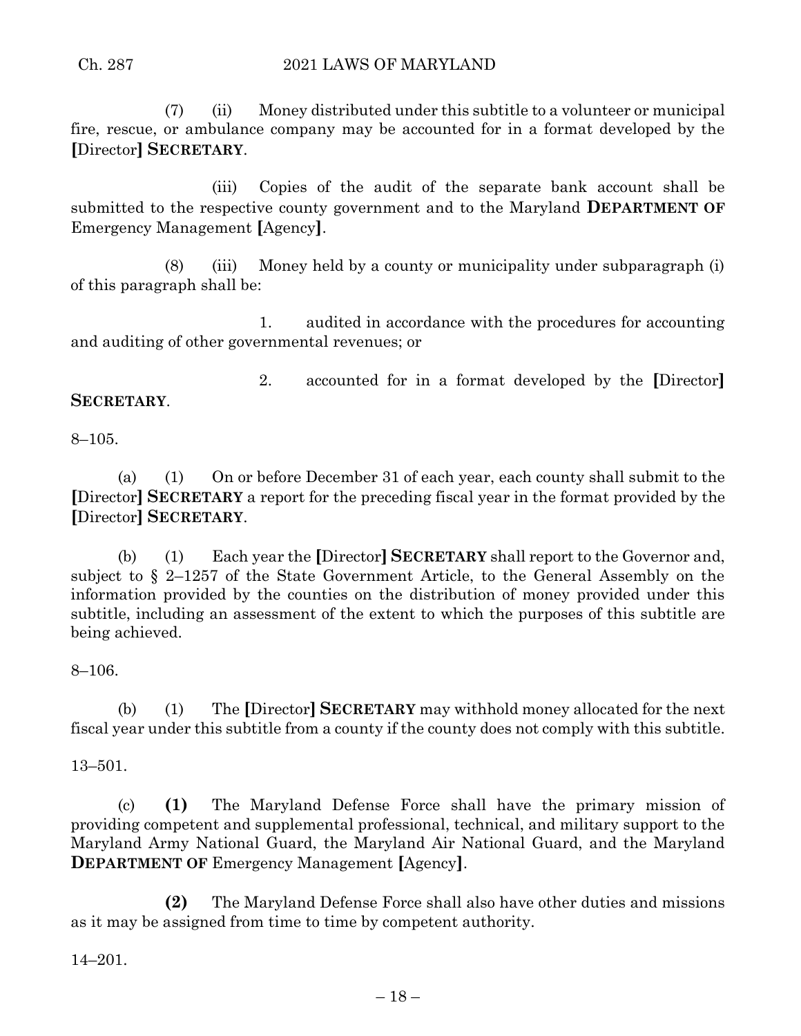(7) (ii) Money distributed under this subtitle to a volunteer or municipal fire, rescue, or ambulance company may be accounted for in a format developed by the **[**Director**]** **SECRETARY**.

(iii) Copies of the audit of the separate bank account shall be submitted to the respective county government and to the Maryland **DEPARTMENT OF** Emergency Management **[**Agency**]**.

(8) (iii) Money held by a county or municipality under subparagraph (i) of this paragraph shall be:

1. audited in accordance with the procedures for accounting and auditing of other governmental revenues; or

2. accounted for in a format developed by the **[**Director**]** **SECRETARY**.

8–105.

(a) (1) On or before December 31 of each year, each county shall submit to the **[**Director**]** **SECRETARY** a report for the preceding fiscal year in the format provided by the **[**Director**]** **SECRETARY**.

(b) (1) Each year the **[**Director**]** **SECRETARY** shall report to the Governor and, subject to § 2–1257 of the State Government Article, to the General Assembly on the information provided by the counties on the distribution of money provided under this subtitle, including an assessment of the extent to which the purposes of this subtitle are being achieved.

8–106.

(b) (1) The **[**Director**]** **SECRETARY** may withhold money allocated for the next fiscal year under this subtitle from a county if the county does not comply with this subtitle.

13–501.

(c) **(1)** The Maryland Defense Force shall have the primary mission of providing competent and supplemental professional, technical, and military support to the Maryland Army National Guard, the Maryland Air National Guard, and the Maryland **DEPARTMENT OF** Emergency Management **[**Agency**]**.

**(2)** The Maryland Defense Force shall also have other duties and missions as it may be assigned from time to time by competent authority.

14–201.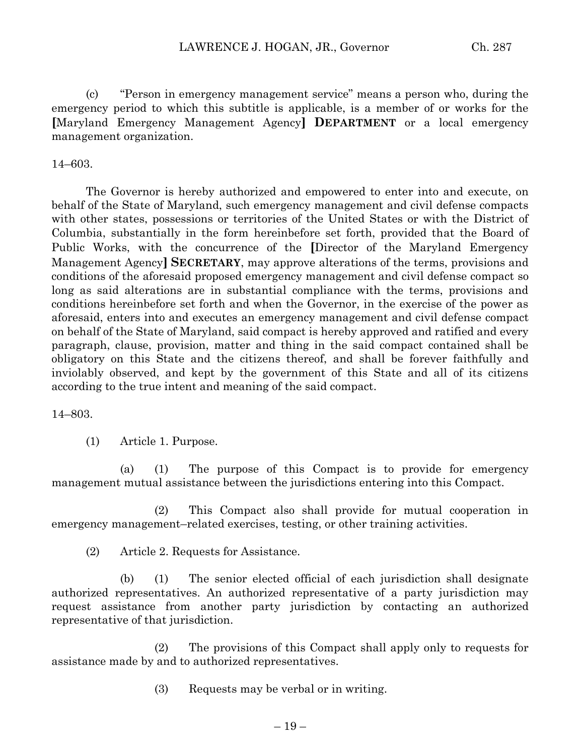(c) "Person in emergency management service" means a person who, during the emergency period to which this subtitle is applicable, is a member of or works for the **[**Maryland Emergency Management Agency**]** **DEPARTMENT** or a local emergency management organization.

14–603.

The Governor is hereby authorized and empowered to enter into and execute, on behalf of the State of Maryland, such emergency management and civil defense compacts with other states, possessions or territories of the United States or with the District of Columbia, substantially in the form hereinbefore set forth, provided that the Board of Public Works, with the concurrence of the **[**Director of the Maryland Emergency Management Agency**]** **SECRETARY**, may approve alterations of the terms, provisions and conditions of the aforesaid proposed emergency management and civil defense compact so long as said alterations are in substantial compliance with the terms, provisions and conditions hereinbefore set forth and when the Governor, in the exercise of the power as aforesaid, enters into and executes an emergency management and civil defense compact on behalf of the State of Maryland, said compact is hereby approved and ratified and every paragraph, clause, provision, matter and thing in the said compact contained shall be obligatory on this State and the citizens thereof, and shall be forever faithfully and inviolably observed, and kept by the government of this State and all of its citizens according to the true intent and meaning of the said compact.

14–803.

(1) Article 1. Purpose.

(a) (1) The purpose of this Compact is to provide for emergency management mutual assistance between the jurisdictions entering into this Compact.

(2) This Compact also shall provide for mutual cooperation in emergency management–related exercises, testing, or other training activities.

(2) Article 2. Requests for Assistance.

(b) (1) The senior elected official of each jurisdiction shall designate authorized representatives. An authorized representative of a party jurisdiction may request assistance from another party jurisdiction by contacting an authorized representative of that jurisdiction.

(2) The provisions of this Compact shall apply only to requests for assistance made by and to authorized representatives.

(3) Requests may be verbal or in writing.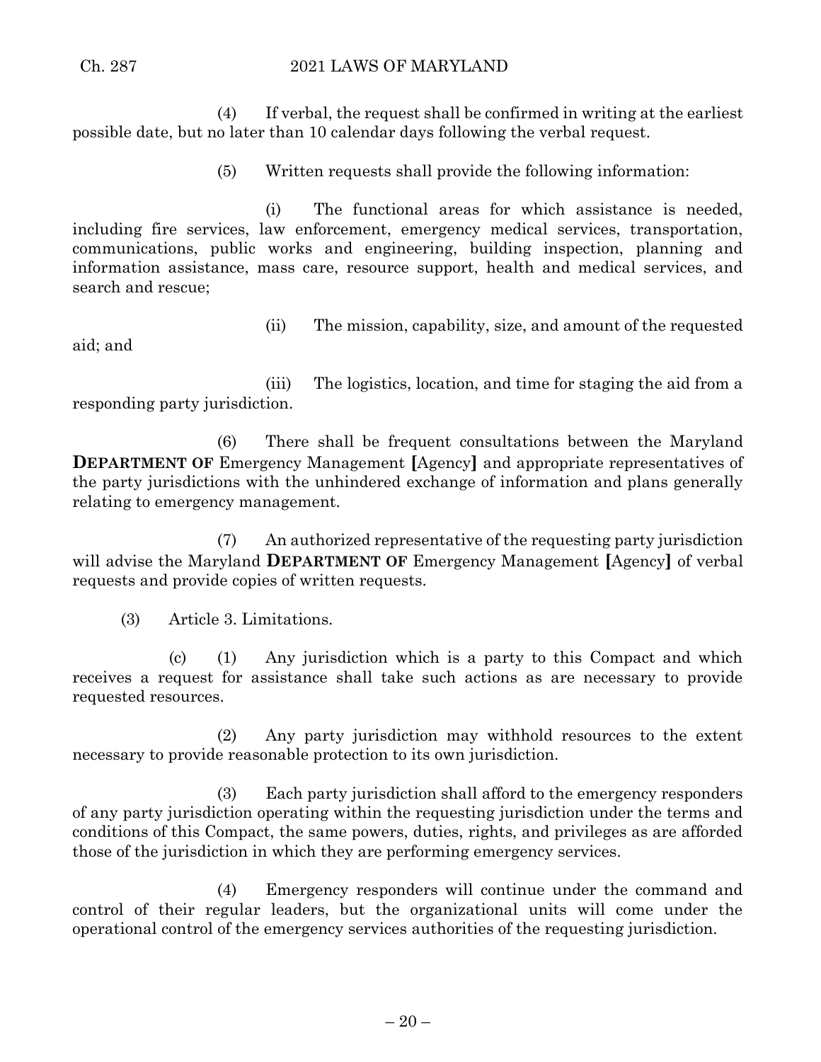(4) If verbal, the request shall be confirmed in writing at the earliest possible date, but no later than 10 calendar days following the verbal request.

(5) Written requests shall provide the following information:

(i) The functional areas for which assistance is needed, including fire services, law enforcement, emergency medical services, transportation, communications, public works and engineering, building inspection, planning and information assistance, mass care, resource support, health and medical services, and search and rescue;

(ii) The mission, capability, size, and amount of the requested aid; and

(iii) The logistics, location, and time for staging the aid from a responding party jurisdiction.

(6) There shall be frequent consultations between the Maryland **DEPARTMENT OF** Emergency Management **[**Agency**]** and appropriate representatives of the party jurisdictions with the unhindered exchange of information and plans generally relating to emergency management.

(7) An authorized representative of the requesting party jurisdiction will advise the Maryland **DEPARTMENT OF** Emergency Management **[**Agency**]** of verbal requests and provide copies of written requests.

(3) Article 3. Limitations.

(c) (1) Any jurisdiction which is a party to this Compact and which receives a request for assistance shall take such actions as are necessary to provide requested resources.

(2) Any party jurisdiction may withhold resources to the extent necessary to provide reasonable protection to its own jurisdiction.

(3) Each party jurisdiction shall afford to the emergency responders of any party jurisdiction operating within the requesting jurisdiction under the terms and conditions of this Compact, the same powers, duties, rights, and privileges as are afforded those of the jurisdiction in which they are performing emergency services.

(4) Emergency responders will continue under the command and control of their regular leaders, but the organizational units will come under the operational control of the emergency services authorities of the requesting jurisdiction.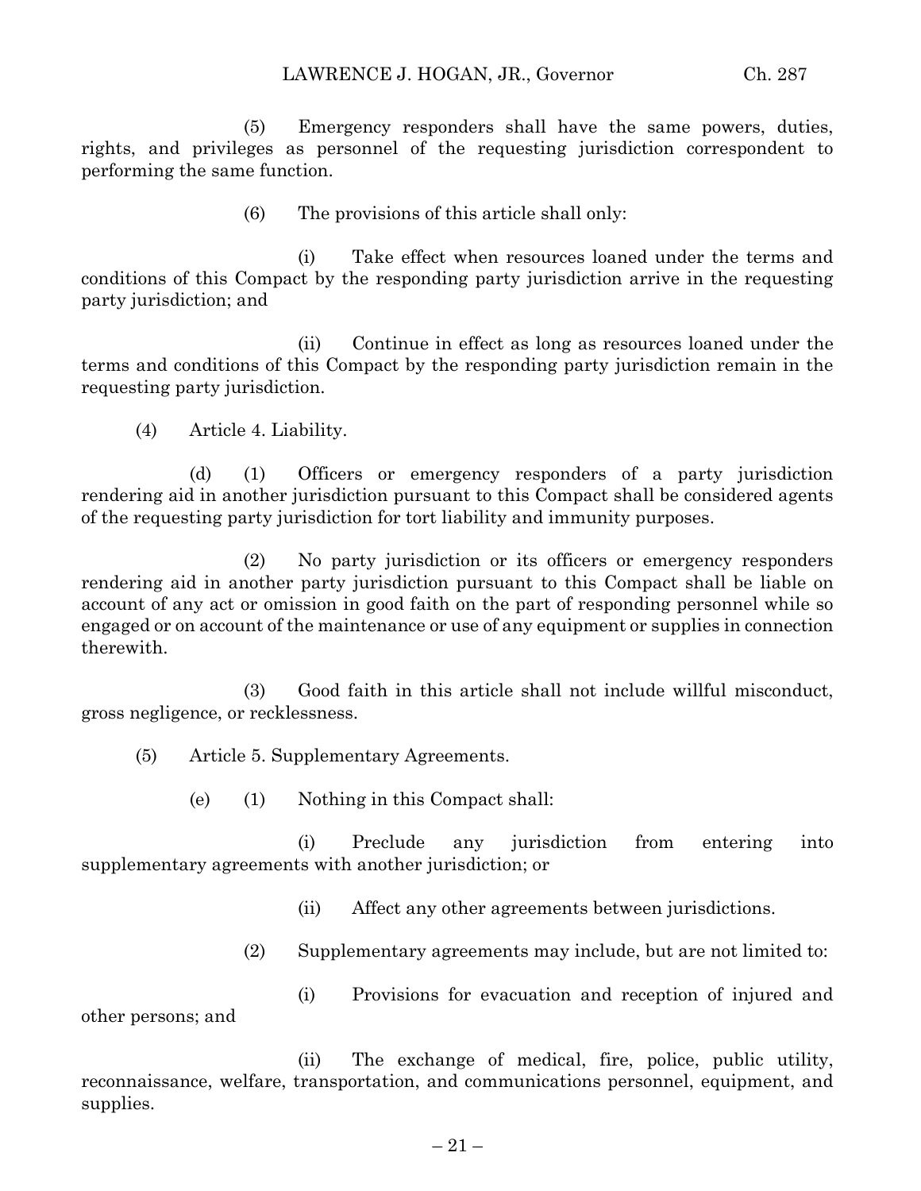(5) Emergency responders shall have the same powers, duties, rights, and privileges as personnel of the requesting jurisdiction correspondent to performing the same function.

(6) The provisions of this article shall only:

(i) Take effect when resources loaned under the terms and conditions of this Compact by the responding party jurisdiction arrive in the requesting party jurisdiction; and

(ii) Continue in effect as long as resources loaned under the terms and conditions of this Compact by the responding party jurisdiction remain in the requesting party jurisdiction.

(4) Article 4. Liability.

(d) (1) Officers or emergency responders of a party jurisdiction rendering aid in another jurisdiction pursuant to this Compact shall be considered agents of the requesting party jurisdiction for tort liability and immunity purposes.

(2) No party jurisdiction or its officers or emergency responders rendering aid in another party jurisdiction pursuant to this Compact shall be liable on account of any act or omission in good faith on the part of responding personnel while so engaged or on account of the maintenance or use of any equipment or supplies in connection therewith.

(3) Good faith in this article shall not include willful misconduct, gross negligence, or recklessness.

(5) Article 5. Supplementary Agreements.

(e) (1) Nothing in this Compact shall:

(i) Preclude any jurisdiction from entering into supplementary agreements with another jurisdiction; or

(ii) Affect any other agreements between jurisdictions.

(2) Supplementary agreements may include, but are not limited to:

(i) Provisions for evacuation and reception of injured and other persons; and

(ii) The exchange of medical, fire, police, public utility, reconnaissance, welfare, transportation, and communications personnel, equipment, and supplies.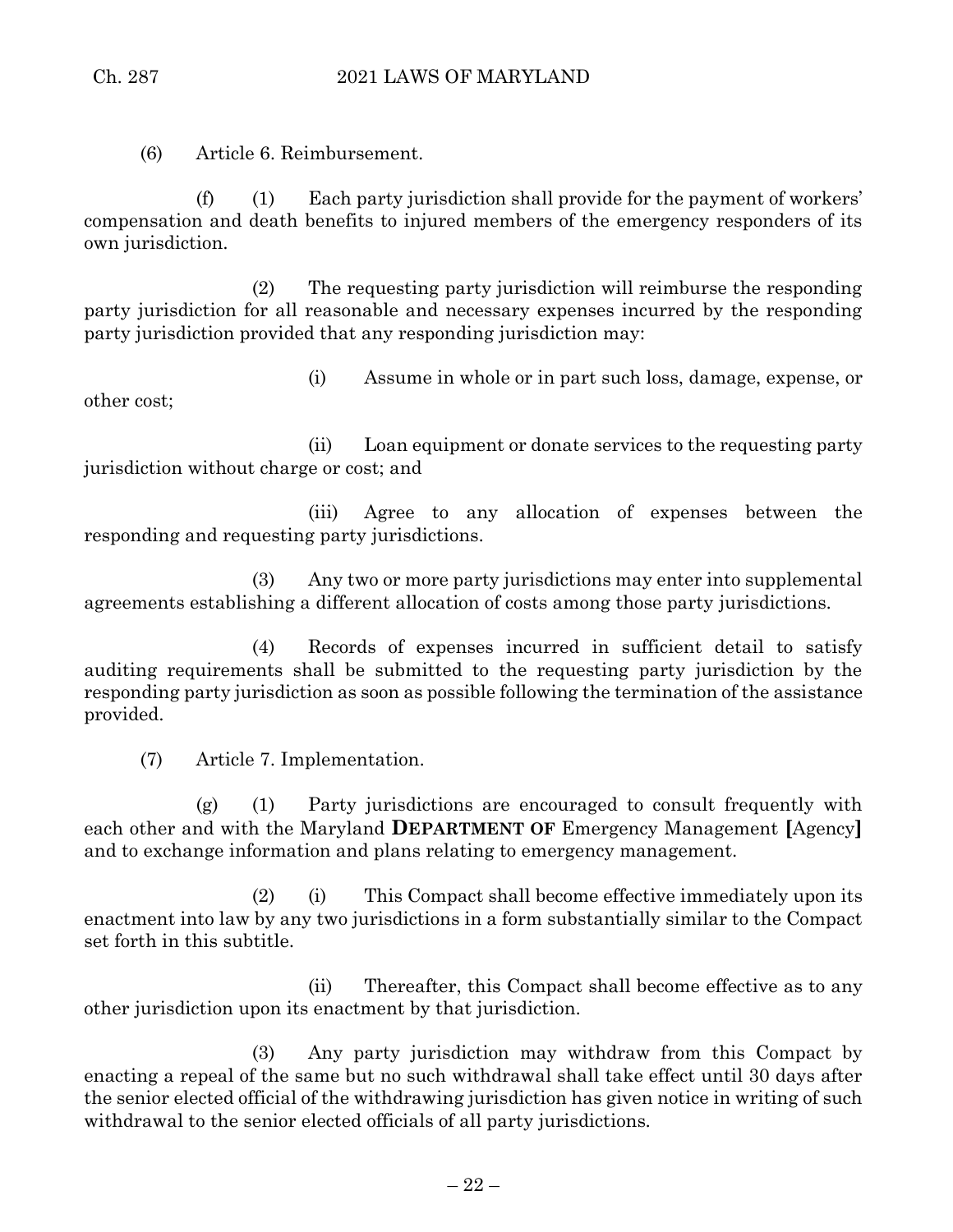(6) Article 6. Reimbursement.

(f) (1) Each party jurisdiction shall provide for the payment of workers' compensation and death benefits to injured members of the emergency responders of its own jurisdiction.

(2) The requesting party jurisdiction will reimburse the responding party jurisdiction for all reasonable and necessary expenses incurred by the responding party jurisdiction provided that any responding jurisdiction may:

(i) Assume in whole or in part such loss, damage, expense, or other cost;

(ii) Loan equipment or donate services to the requesting party jurisdiction without charge or cost; and

(iii) Agree to any allocation of expenses between the responding and requesting party jurisdictions.

(3) Any two or more party jurisdictions may enter into supplemental agreements establishing a different allocation of costs among those party jurisdictions.

(4) Records of expenses incurred in sufficient detail to satisfy auditing requirements shall be submitted to the requesting party jurisdiction by the responding party jurisdiction as soon as possible following the termination of the assistance provided.

(7) Article 7. Implementation.

(g) (1) Party jurisdictions are encouraged to consult frequently with each other and with the Maryland **DEPARTMENT OF** Emergency Management **[**Agency**]** and to exchange information and plans relating to emergency management.

(2) (i) This Compact shall become effective immediately upon its enactment into law by any two jurisdictions in a form substantially similar to the Compact set forth in this subtitle.

(ii) Thereafter, this Compact shall become effective as to any other jurisdiction upon its enactment by that jurisdiction.

(3) Any party jurisdiction may withdraw from this Compact by enacting a repeal of the same but no such withdrawal shall take effect until 30 days after the senior elected official of the withdrawing jurisdiction has given notice in writing of such withdrawal to the senior elected officials of all party jurisdictions.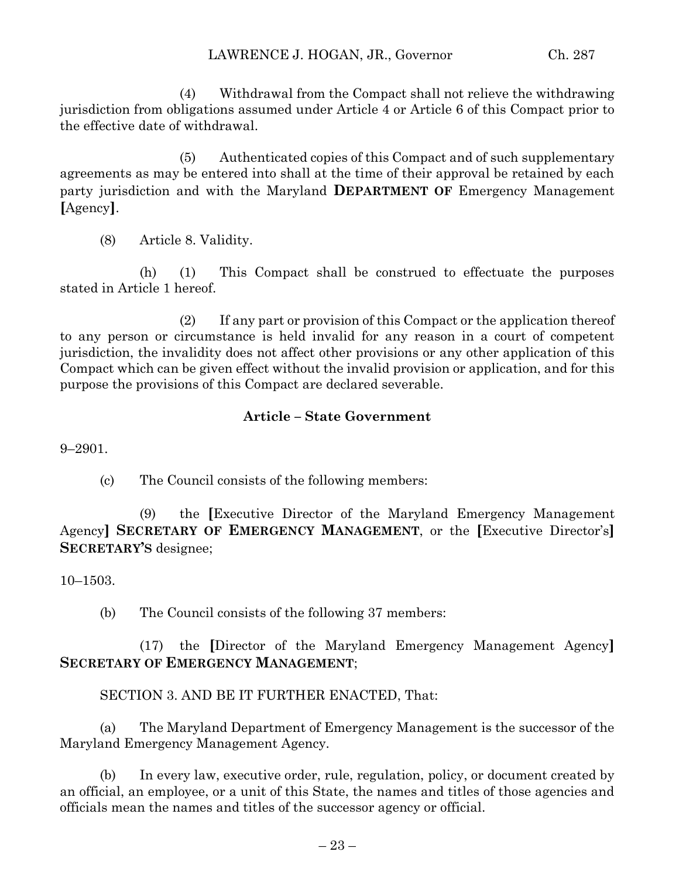(4) Withdrawal from the Compact shall not relieve the withdrawing jurisdiction from obligations assumed under Article 4 or Article 6 of this Compact prior to the effective date of withdrawal.

(5) Authenticated copies of this Compact and of such supplementary agreements as may be entered into shall at the time of their approval be retained by each party jurisdiction and with the Maryland **DEPARTMENT OF** Emergency Management **[**Agency**]**.

(8) Article 8. Validity.

(h) (1) This Compact shall be construed to effectuate the purposes stated in Article 1 hereof.

(2) If any part or provision of this Compact or the application thereof to any person or circumstance is held invalid for any reason in a court of competent jurisdiction, the invalidity does not affect other provisions or any other application of this Compact which can be given effect without the invalid provision or application, and for this purpose the provisions of this Compact are declared severable.

**Article – State Government**

9–2901.

(c) The Council consists of the following members:

(9) the **[**Executive Director of the Maryland Emergency Management Agency**]** **SECRETARY OF EMERGENCY MANAGEMENT**, or the **[**Executive Director's**]** **SECRETARY'S** designee;

10–1503.

(b) The Council consists of the following 37 members:

(17) the **[**Director of the Maryland Emergency Management Agency**]** **SECRETARY OF EMERGENCY MANAGEMENT**;

SECTION 3. AND BE IT FURTHER ENACTED, That:

(a) The Maryland Department of Emergency Management is the successor of the Maryland Emergency Management Agency.

(b) In every law, executive order, rule, regulation, policy, or document created by an official, an employee, or a unit of this State, the names and titles of those agencies and officials mean the names and titles of the successor agency or official.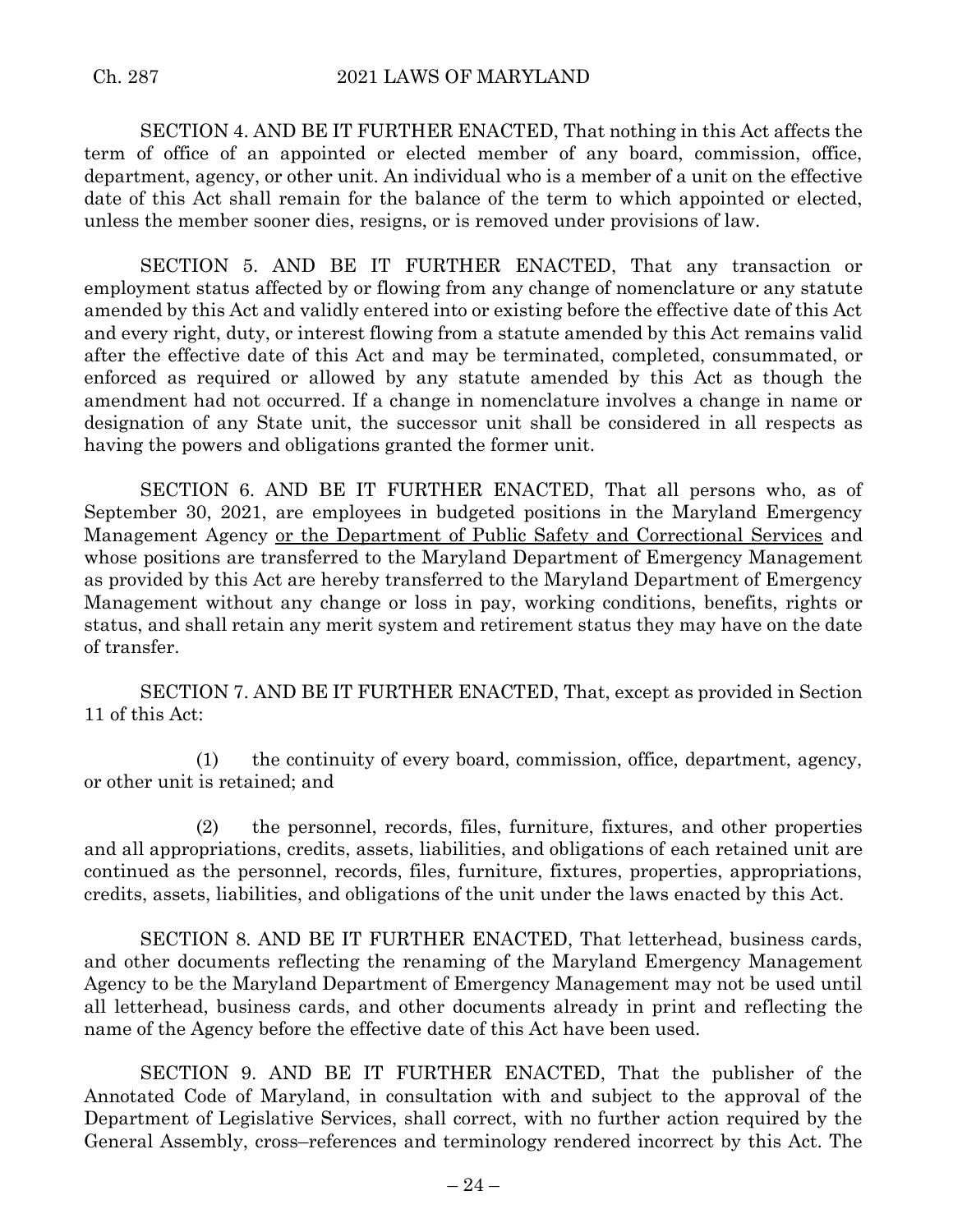SECTION 4. AND BE IT FURTHER ENACTED, That nothing in this Act affects the term of office of an appointed or elected member of any board, commission, office, department, agency, or other unit. An individual who is a member of a unit on the effective date of this Act shall remain for the balance of the term to which appointed or elected, unless the member sooner dies, resigns, or is removed under provisions of law.

SECTION 5. AND BE IT FURTHER ENACTED, That any transaction or employment status affected by or flowing from any change of nomenclature or any statute amended by this Act and validly entered into or existing before the effective date of this Act and every right, duty, or interest flowing from a statute amended by this Act remains valid after the effective date of this Act and may be terminated, completed, consummated, or enforced as required or allowed by any statute amended by this Act as though the amendment had not occurred. If a change in nomenclature involves a change in name or designation of any State unit, the successor unit shall be considered in all respects as having the powers and obligations granted the former unit.

SECTION 6. AND BE IT FURTHER ENACTED, That all persons who, as of September 30, 2021, are employees in budgeted positions in the Maryland Emergency Management Agency <u>or the Department of Public Safety and Correctional Services</u> and whose positions are transferred to the Maryland Department of Emergency Management as provided by this Act are hereby transferred to the Maryland Department of Emergency Management without any change or loss in pay, working conditions, benefits, rights or status, and shall retain any merit system and retirement status they may have on the date of transfer.

SECTION 7. AND BE IT FURTHER ENACTED, That, except as provided in Section 11 of this Act:

(1) the continuity of every board, commission, office, department, agency, or other unit is retained; and

(2) the personnel, records, files, furniture, fixtures, and other properties and all appropriations, credits, assets, liabilities, and obligations of each retained unit are continued as the personnel, records, files, furniture, fixtures, properties, appropriations, credits, assets, liabilities, and obligations of the unit under the laws enacted by this Act.

SECTION 8. AND BE IT FURTHER ENACTED, That letterhead, business cards, and other documents reflecting the renaming of the Maryland Emergency Management Agency to be the Maryland Department of Emergency Management may not be used until all letterhead, business cards, and other documents already in print and reflecting the name of the Agency before the effective date of this Act have been used.

SECTION 9. AND BE IT FURTHER ENACTED, That the publisher of the Annotated Code of Maryland, in consultation with and subject to the approval of the Department of Legislative Services, shall correct, with no further action required by the General Assembly, cross–references and terminology rendered incorrect by this Act. The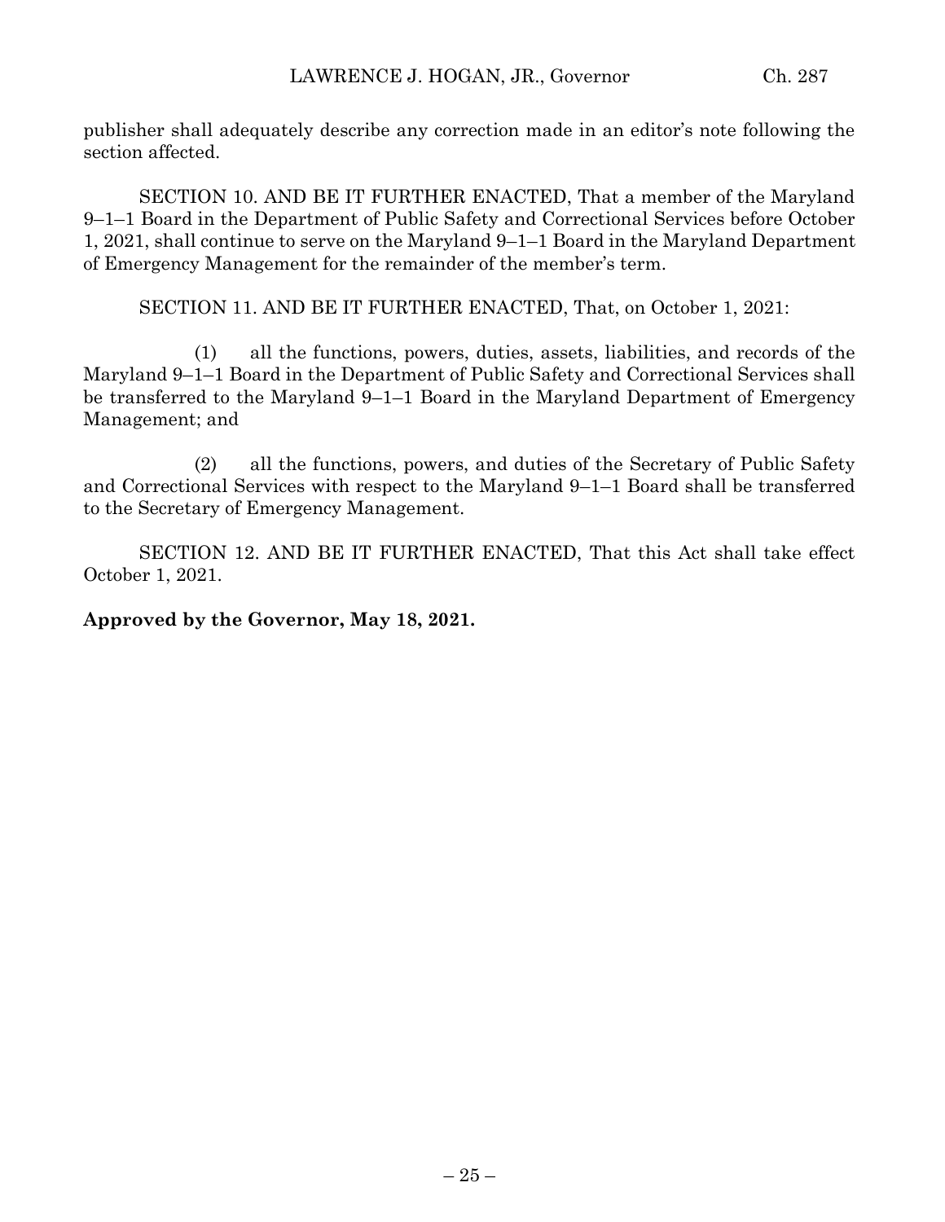publisher shall adequately describe any correction made in an editor's note following the section affected.

SECTION 10. AND BE IT FURTHER ENACTED, That a member of the Maryland 9–1–1 Board in the Department of Public Safety and Correctional Services before October 1, 2021, shall continue to serve on the Maryland 9–1–1 Board in the Maryland Department of Emergency Management for the remainder of the member's term.

SECTION 11. AND BE IT FURTHER ENACTED, That, on October 1, 2021:

(1) all the functions, powers, duties, assets, liabilities, and records of the Maryland 9–1–1 Board in the Department of Public Safety and Correctional Services shall be transferred to the Maryland 9–1–1 Board in the Maryland Department of Emergency Management; and

(2) all the functions, powers, and duties of the Secretary of Public Safety and Correctional Services with respect to the Maryland 9–1–1 Board shall be transferred to the Secretary of Emergency Management.

SECTION 12. AND BE IT FURTHER ENACTED, That this Act shall take effect October 1, 2021.

**Approved by the Governor, May 18, 2021.**